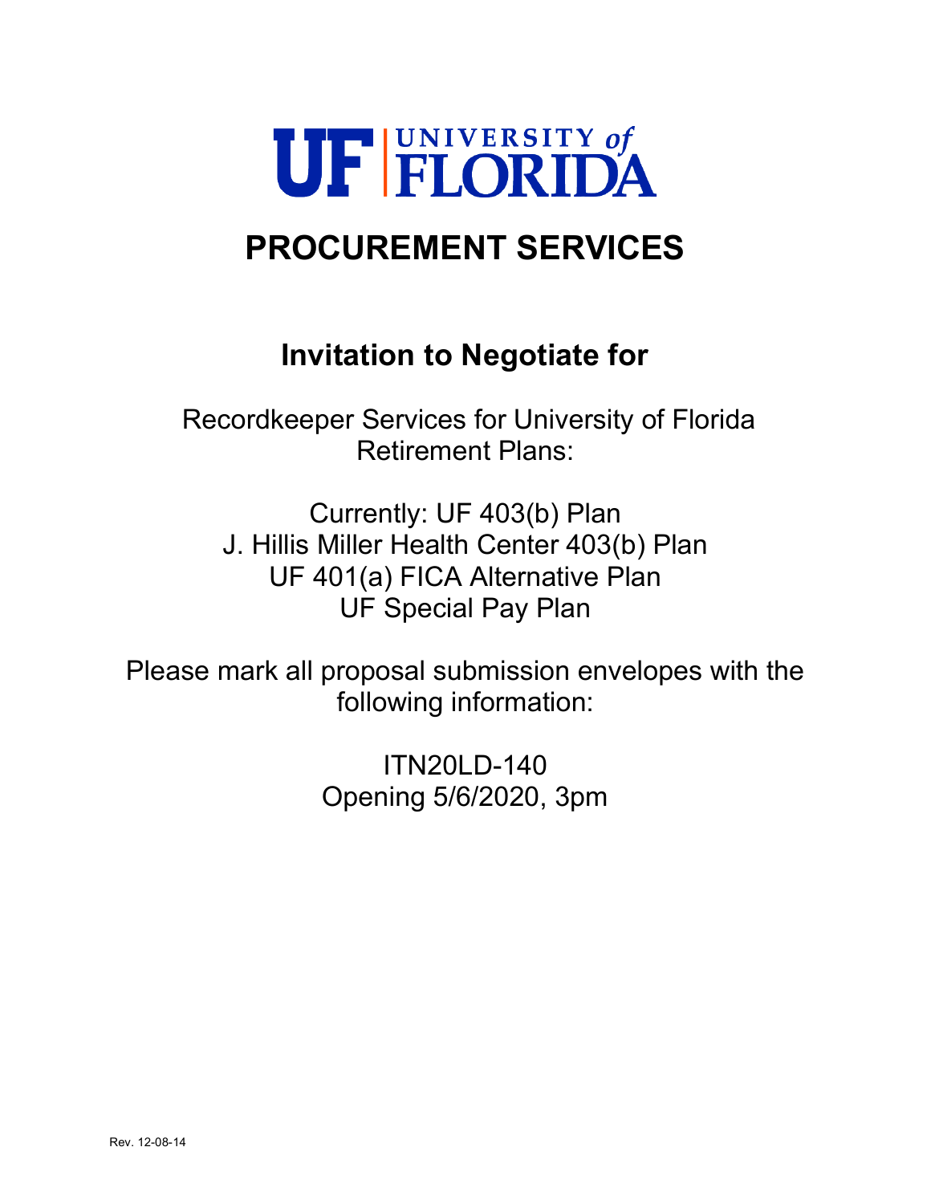UF | UNIVERSITY of FLORIDA

# PROCUREMENT SERVICES

## Invitation to Negotiate for

Recordkeeper Services for University of Florida Retirement Plans:

Currently: UF 403(b) Plan
J. Hillis Miller Health Center 403(b) Plan
UF 401(a) FICA Alternative Plan
UF Special Pay Plan

Please mark all proposal submission envelopes with the following information:

ITN20LD-140
Opening 5/6/2020, 3pm

Rev. 12-08-14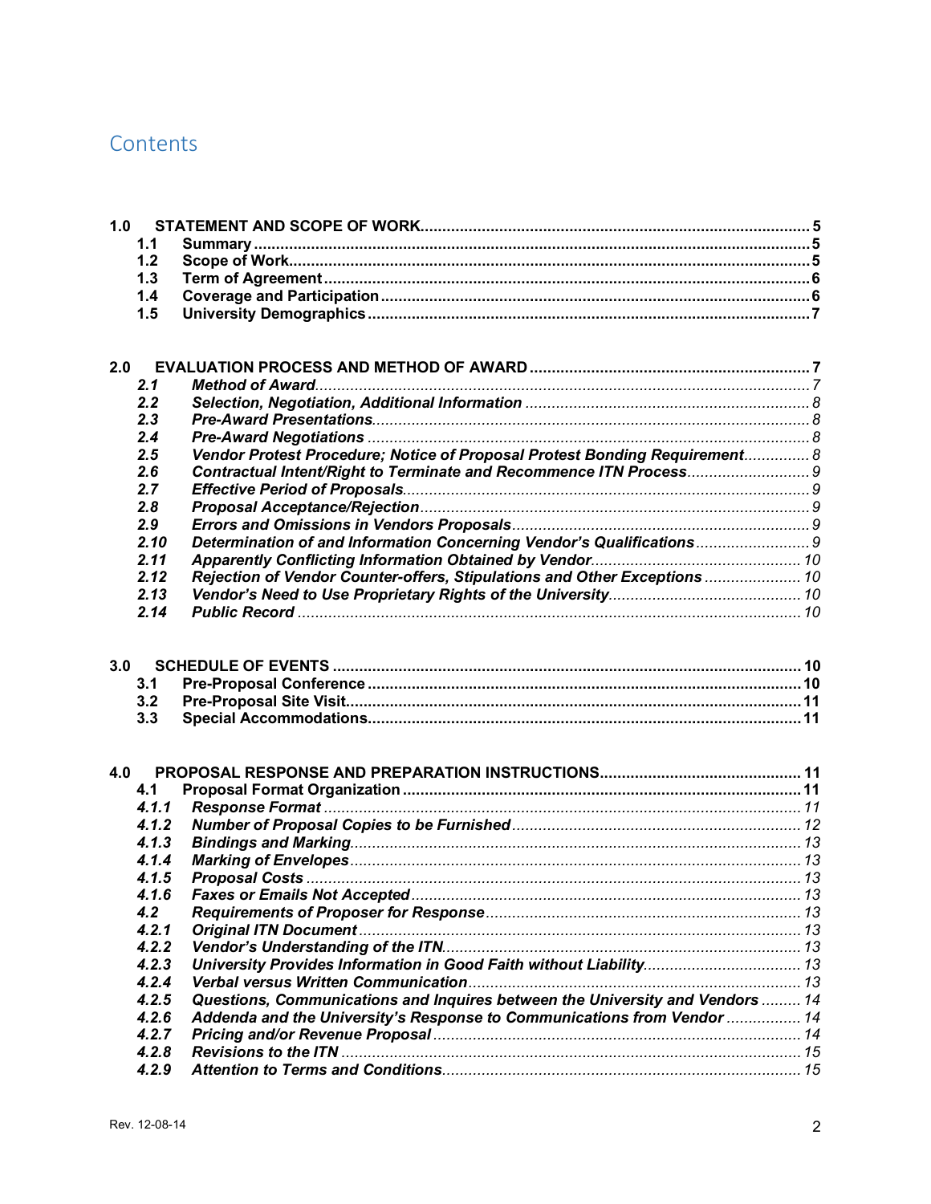# Contents

| | | | |
|---|---|---|---|
| **1.0** | **STATEMENT AND SCOPE OF WORK** | | **5** |
| | **1.1** | **Summary** | **5** |
| | **1.2** | **Scope of Work** | **5** |
| | **1.3** | **Term of Agreement** | **6** |
| | **1.4** | **Coverage and Participation** | **6** |
| | **1.5** | **University Demographics** | **7** |
| **2.0** | **EVALUATION PROCESS AND METHOD OF AWARD** | | **7** |
| | ***2.1*** | ***Method of Award*** | *7* |
| | ***2.2*** | ***Selection, Negotiation, Additional Information*** | *8* |
| | ***2.3*** | ***Pre-Award Presentations*** | *8* |
| | ***2.4*** | ***Pre-Award Negotiations*** | *8* |
| | ***2.5*** | ***Vendor Protest Procedure; Notice of Proposal Protest Bonding Requirement*** | *8* |
| | ***2.6*** | ***Contractual Intent/Right to Terminate and Recommence ITN Process*** | *9* |
| | ***2.7*** | ***Effective Period of Proposals*** | *9* |
| | ***2.8*** | ***Proposal Acceptance/Rejection*** | *9* |
| | ***2.9*** | ***Errors and Omissions in Vendors Proposals*** | *9* |
| | ***2.10*** | ***Determination of and Information Concerning Vendor's Qualifications*** | *9* |
| | ***2.11*** | ***Apparently Conflicting Information Obtained by Vendor*** | *10* |
| | ***2.12*** | ***Rejection of Vendor Counter-offers, Stipulations and Other Exceptions*** | *10* |
| | ***2.13*** | ***Vendor's Need to Use Proprietary Rights of the University*** | *10* |
| | ***2.14*** | ***Public Record*** | *10* |
| **3.0** | **SCHEDULE OF EVENTS** | | **10** |
| | **3.1** | **Pre-Proposal Conference** | **10** |
| | **3.2** | **Pre-Proposal Site Visit** | **11** |
| | **3.3** | **Special Accommodations** | **11** |
| **4.0** | **PROPOSAL RESPONSE AND PREPARATION INSTRUCTIONS** | | **11** |
| | **4.1** | **Proposal Format Organization** | **11** |
| | ***4.1.1*** | ***Response Format*** | *11* |
| | ***4.1.2*** | ***Number of Proposal Copies to be Furnished*** | *12* |
| | ***4.1.3*** | ***Bindings and Marking*** | *13* |
| | ***4.1.4*** | ***Marking of Envelopes*** | *13* |
| | ***4.1.5*** | ***Proposal Costs*** | *13* |
| | ***4.1.6*** | ***Faxes or Emails Not Accepted*** | *13* |
| | ***4.2*** | ***Requirements of Proposer for Response*** | *13* |
| | ***4.2.1*** | ***Original ITN Document*** | *13* |
| | ***4.2.2*** | ***Vendor's Understanding of the ITN*** | *13* |
| | ***4.2.3*** | ***University Provides Information in Good Faith without Liability*** | *13* |
| | ***4.2.4*** | ***Verbal versus Written Communication*** | *13* |
| | ***4.2.5*** | ***Questions, Communications and Inquires between the University and Vendors*** | *14* |
| | ***4.2.6*** | ***Addenda and the University's Response to Communications from Vendor*** | *14* |
| | ***4.2.7*** | ***Pricing and/or Revenue Proposal*** | *14* |
| | ***4.2.8*** | ***Revisions to the ITN*** | *15* |
| | ***4.2.9*** | ***Attention to Terms and Conditions*** | *15* |

Rev. 12-08-14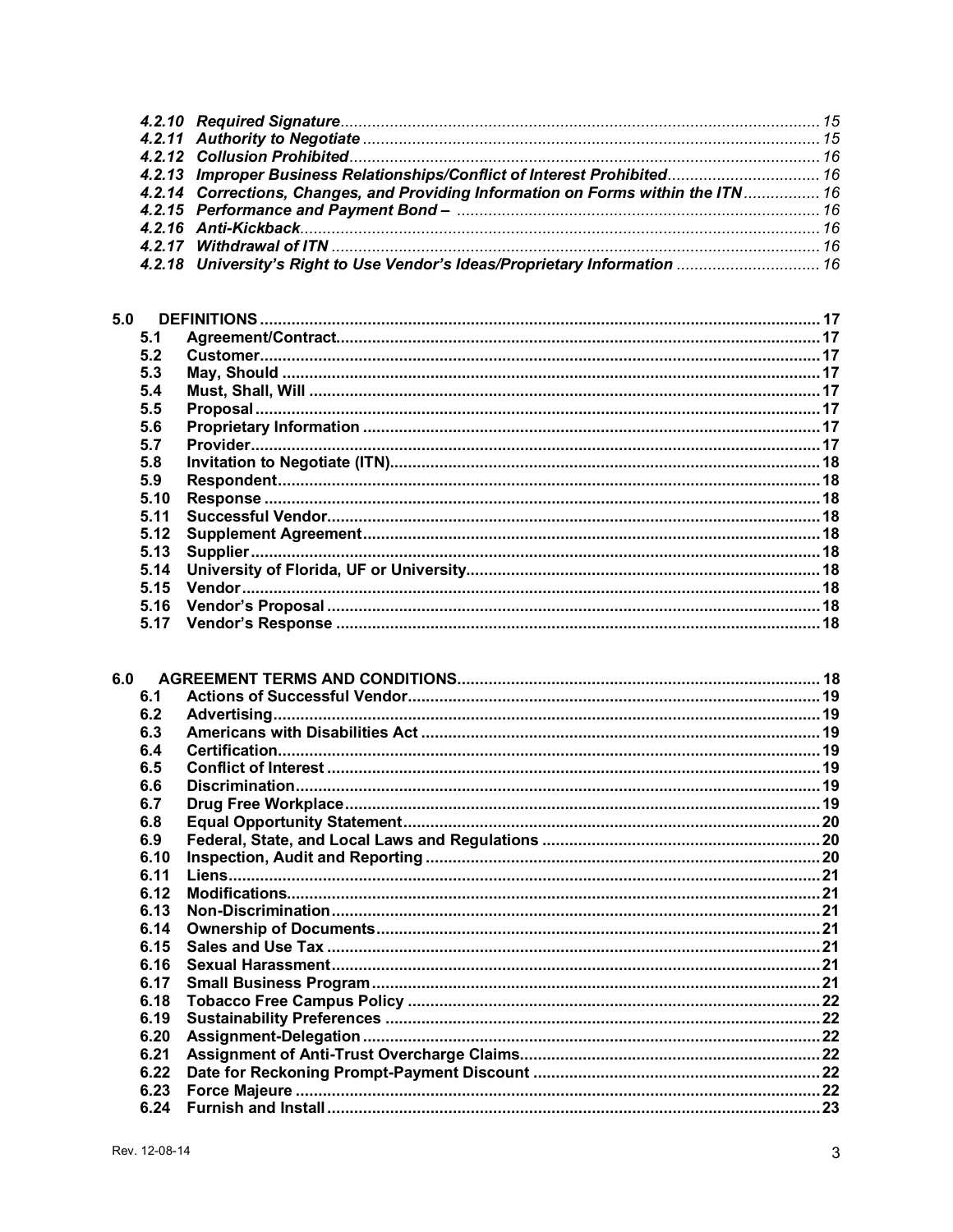*4.2.10 Required Signature* ........................................................................................................ 15
*4.2.11 Authority to Negotiate* ................................................................................................... 15
*4.2.12 Collusion Prohibited* ..................................................................................................... 16
*4.2.13 Improper Business Relationships/Conflict of Interest Prohibited* .................................. 16
*4.2.14 Corrections, Changes, and Providing Information on Forms within the ITN* ................. 16
*4.2.15 Performance and Payment Bond –* ................................................................................ 16
*4.2.16 Anti-Kickback* ................................................................................................................ 16
*4.2.17 Withdrawal of ITN* ......................................................................................................... 16
*4.2.18 University's Right to Use Vendor's Ideas/Proprietary Information* ............................... 16

**5.0 DEFINITIONS** ........................................................................................................................ 17
**5.1 Agreement/Contract** ......................................................................................................... 17
**5.2 Customer** .......................................................................................................................... 17
**5.3 May, Should** ..................................................................................................................... 17
**5.4 Must, Shall, Will** ............................................................................................................... 17
**5.5 Proposal** ........................................................................................................................... 17
**5.6 Proprietary Information** .................................................................................................... 17
**5.7 Provider** ........................................................................................................................... 17
**5.8 Invitation to Negotiate (ITN)** ............................................................................................ 18
**5.9 Respondent** ...................................................................................................................... 18
**5.10 Response** ........................................................................................................................ 18
**5.11 Successful Vendor** ......................................................................................................... 18
**5.12 Supplement Agreement** ................................................................................................... 18
**5.13 Supplier** .......................................................................................................................... 18
**5.14 University of Florida, UF or University** .......................................................................... 18
**5.15 Vendor** ............................................................................................................................ 18
**5.16 Vendor's Proposal** .......................................................................................................... 18
**5.17 Vendor's Response** ......................................................................................................... 18

**6.0 AGREEMENT TERMS AND CONDITIONS** ............................................................................. 18
**6.1 Actions of Successful Vendor** ........................................................................................... 19
**6.2 Advertising** ....................................................................................................................... 19
**6.3 Americans with Disabilities Act** ........................................................................................ 19
**6.4 Certification** ..................................................................................................................... 19
**6.5 Conflict of Interest** ........................................................................................................... 19
**6.6 Discrimination** .................................................................................................................. 19
**6.7 Drug Free Workplace** ....................................................................................................... 19
**6.8 Equal Opportunity Statement** ........................................................................................... 20
**6.9 Federal, State, and Local Laws and Regulations** ............................................................. 20
**6.10 Inspection, Audit and Reporting** ...................................................................................... 20
**6.11 Liens** ................................................................................................................................ 21
**6.12 Modifications** .................................................................................................................... 21
**6.13 Non-Discrimination** .......................................................................................................... 21
**6.14 Ownership of Documents** ................................................................................................ 21
**6.15 Sales and Use Tax** ........................................................................................................... 21
**6.16 Sexual Harassment** .......................................................................................................... 21
**6.17 Small Business Program** .................................................................................................. 21
**6.18 Tobacco Free Campus Policy** .......................................................................................... 22
**6.19 Sustainability Preferences** ............................................................................................... 22
**6.20 Assignment-Delegation** ................................................................................................... 22
**6.21 Assignment of Anti-Trust Overcharge Claims** ................................................................. 22
**6.22 Date for Reckoning Prompt-Payment Discount** .............................................................. 22
**6.23 Force Majeure** .................................................................................................................. 22
**6.24 Furnish and Install** ............................................................................................................ 23

Rev. 12-08-14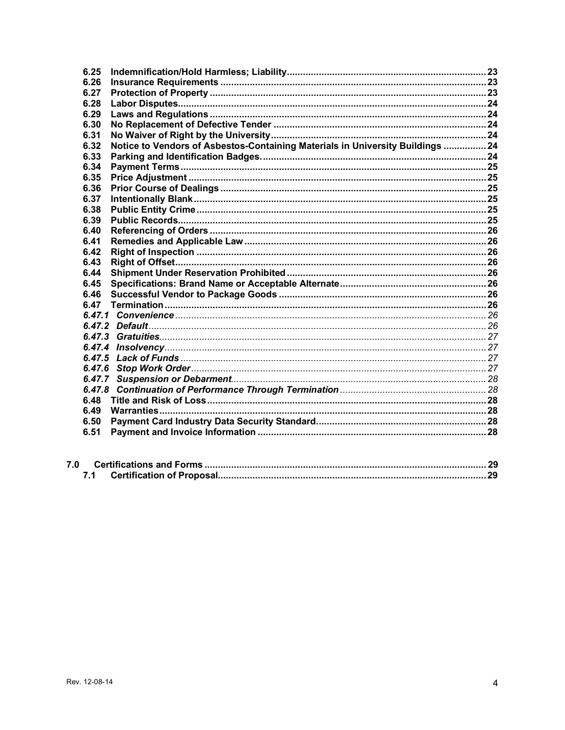6.25 **Indemnification/Hold Harmless; Liability** .......... 23
6.26 **Insurance Requirements** .......... 23
6.27 **Protection of Property** .......... 23
6.28 **Labor Disputes** .......... 24
6.29 **Laws and Regulations** .......... 24
6.30 **No Replacement of Defective Tender** .......... 24
6.31 **No Waiver of Right by the University** .......... 24
6.32 **Notice to Vendors of Asbestos-Containing Materials in University Buildings** .......... 24
6.33 **Parking and Identification Badges.** .......... 24
6.34 **Payment Terms** .......... 25
6.35 **Price Adjustment** .......... 25
6.36 **Prior Course of Dealings** .......... 25
6.37 **Intentionally Blank** .......... 25
6.38 **Public Entity Crime** .......... 25
6.39 **Public Records** .......... 25
6.40 **Referencing of Orders** .......... 26
6.41 **Remedies and Applicable Law** .......... 26
6.42 **Right of Inspection** .......... 26
6.43 **Right of Offset** .......... 26
6.44 **Shipment Under Reservation Prohibited** .......... 26
6.45 **Specifications: Brand Name or Acceptable Alternate** .......... 26
6.46 **Successful Vendor to Package Goods** .......... 26
6.47 **Termination** .......... 26
*6.47.1 Convenience* .......... 26
*6.47.2 Default* .......... 26
*6.47.3 Gratuities* .......... 27
*6.47.4 Insolvency* .......... 27
*6.47.5 Lack of Funds* .......... 27
*6.47.6 Stop Work Order* .......... 27
*6.47.7 Suspension or Debarment* .......... 28
*6.47.8 Continuation of Performance Through Termination* .......... 28
6.48 **Title and Risk of Loss** .......... 28
6.49 **Warranties** .......... 28
6.50 **Payment Card Industry Data Security Standard.** .......... 28
6.51 **Payment and Invoice Information** .......... 28

**7.0 Certifications and Forms** .......... 29
7.1 **Certification of Proposal** .......... 29

Rev. 12-08-14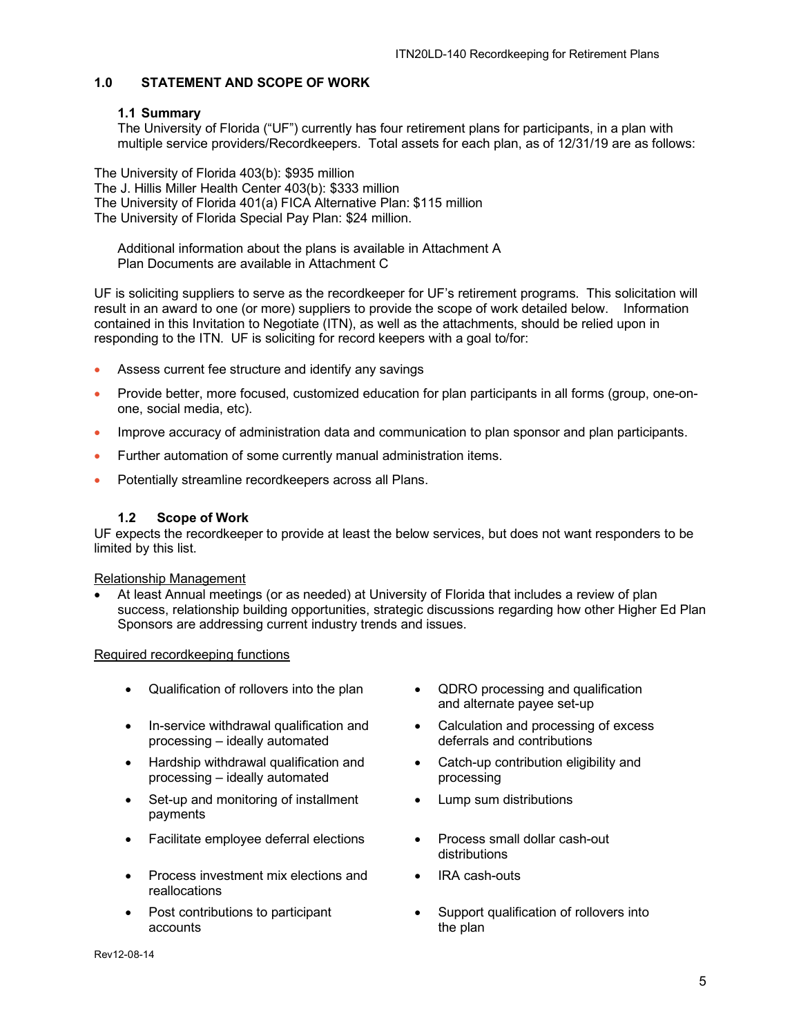## 1.0 STATEMENT AND SCOPE OF WORK

### 1.1 Summary

The University of Florida ("UF") currently has four retirement plans for participants, in a plan with multiple service providers/Recordkeepers. Total assets for each plan, as of 12/31/19 are as follows:

The University of Florida 403(b): $935 million
The J. Hillis Miller Health Center 403(b): $333 million
The University of Florida 401(a) FICA Alternative Plan: $115 million
The University of Florida Special Pay Plan: $24 million.

Additional information about the plans is available in Attachment A
Plan Documents are available in Attachment C

UF is soliciting suppliers to serve as the recordkeeper for UF's retirement programs. This solicitation will result in an award to one (or more) suppliers to provide the scope of work detailed below. Information contained in this Invitation to Negotiate (ITN), as well as the attachments, should be relied upon in responding to the ITN. UF is soliciting for record keepers with a goal to/for:

- Assess current fee structure and identify any savings
- Provide better, more focused, customized education for plan participants in all forms (group, one-on-one, social media, etc).
- Improve accuracy of administration data and communication to plan sponsor and plan participants.
- Further automation of some currently manual administration items.
- Potentially streamline recordkeepers across all Plans.

### 1.2 Scope of Work

UF expects the recordkeeper to provide at least the below services, but does not want responders to be limited by this list.

<u>Relationship Management</u>

- At least Annual meetings (or as needed) at University of Florida that includes a review of plan success, relationship building opportunities, strategic discussions regarding how other Higher Ed Plan Sponsors are addressing current industry trends and issues.

<u>Required recordkeeping functions</u>

- Qualification of rollovers into the plan
- In-service withdrawal qualification and processing – ideally automated
- Hardship withdrawal qualification and processing – ideally automated
- Set-up and monitoring of installment payments
- Facilitate employee deferral elections
- Process investment mix elections and reallocations
- Post contributions to participant accounts
- QDRO processing and qualification and alternate payee set-up
- Calculation and processing of excess deferrals and contributions
- Catch-up contribution eligibility and processing
- Lump sum distributions
- Process small dollar cash-out distributions
- IRA cash-outs
- Support qualification of rollovers into the plan

Rev12-08-14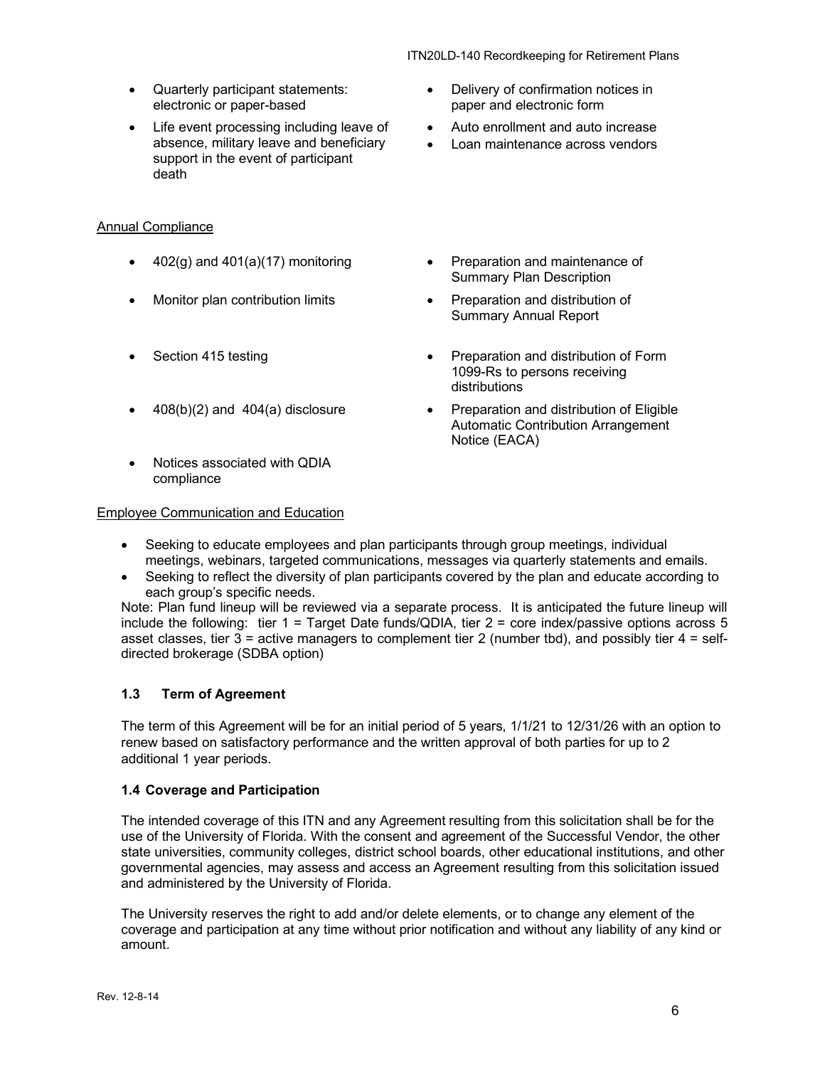- Quarterly participant statements: electronic or paper-based
- Life event processing including leave of absence, military leave and beneficiary support in the event of participant death
- Delivery of confirmation notices in paper and electronic form
- Auto enrollment and auto increase
- Loan maintenance across vendors

Annual Compliance

- 402(g) and 401(a)(17) monitoring
- Monitor plan contribution limits
- Section 415 testing
- 408(b)(2) and 404(a) disclosure
- Notices associated with QDIA compliance
- Preparation and maintenance of Summary Plan Description
- Preparation and distribution of Summary Annual Report
- Preparation and distribution of Form 1099-Rs to persons receiving distributions
- Preparation and distribution of Eligible Automatic Contribution Arrangement Notice (EACA)

Employee Communication and Education

- Seeking to educate employees and plan participants through group meetings, individual meetings, webinars, targeted communications, messages via quarterly statements and emails.
- Seeking to reflect the diversity of plan participants covered by the plan and educate according to each group's specific needs.

Note: Plan fund lineup will be reviewed via a separate process. It is anticipated the future lineup will include the following: tier 1 = Target Date funds/QDIA, tier 2 = core index/passive options across 5 asset classes, tier 3 = active managers to complement tier 2 (number tbd), and possibly tier 4 = self-directed brokerage (SDBA option)

### 1.3 Term of Agreement

The term of this Agreement will be for an initial period of 5 years, 1/1/21 to 12/31/26 with an option to renew based on satisfactory performance and the written approval of both parties for up to 2 additional 1 year periods.

### 1.4 Coverage and Participation

The intended coverage of this ITN and any Agreement resulting from this solicitation shall be for the use of the University of Florida. With the consent and agreement of the Successful Vendor, the other state universities, community colleges, district school boards, other educational institutions, and other governmental agencies, may assess and access an Agreement resulting from this solicitation issued and administered by the University of Florida.

The University reserves the right to add and/or delete elements, or to change any element of the coverage and participation at any time without prior notification and without any liability of any kind or amount.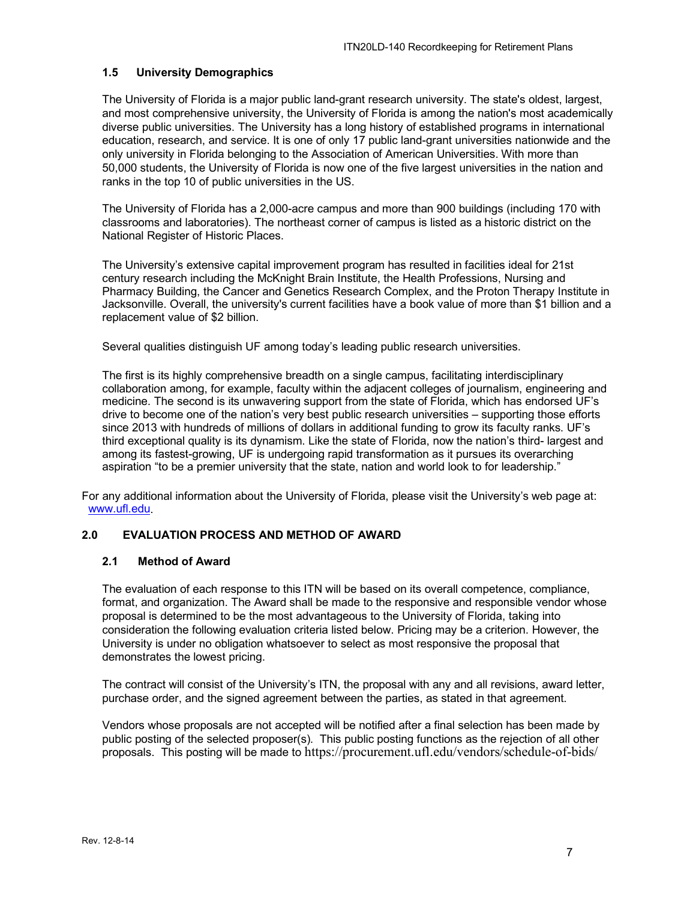### 1.5 University Demographics

The University of Florida is a major public land-grant research university. The state's oldest, largest, and most comprehensive university, the University of Florida is among the nation's most academically diverse public universities. The University has a long history of established programs in international education, research, and service. It is one of only 17 public land-grant universities nationwide and the only university in Florida belonging to the Association of American Universities. With more than 50,000 students, the University of Florida is now one of the five largest universities in the nation and ranks in the top 10 of public universities in the US.

The University of Florida has a 2,000-acre campus and more than 900 buildings (including 170 with classrooms and laboratories). The northeast corner of campus is listed as a historic district on the National Register of Historic Places.

The University's extensive capital improvement program has resulted in facilities ideal for 21st century research including the McKnight Brain Institute, the Health Professions, Nursing and Pharmacy Building, the Cancer and Genetics Research Complex, and the Proton Therapy Institute in Jacksonville. Overall, the university's current facilities have a book value of more than $1 billion and a replacement value of $2 billion.

Several qualities distinguish UF among today's leading public research universities.

The first is its highly comprehensive breadth on a single campus, facilitating interdisciplinary collaboration among, for example, faculty within the adjacent colleges of journalism, engineering and medicine. The second is its unwavering support from the state of Florida, which has endorsed UF's drive to become one of the nation's very best public research universities – supporting those efforts since 2013 with hundreds of millions of dollars in additional funding to grow its faculty ranks. UF's third exceptional quality is its dynamism. Like the state of Florida, now the nation's third- largest and among its fastest-growing, UF is undergoing rapid transformation as it pursues its overarching aspiration "to be a premier university that the state, nation and world look to for leadership."

For any additional information about the University of Florida, please visit the University's web page at: www.ufl.edu.

## 2.0 EVALUATION PROCESS AND METHOD OF AWARD

### 2.1 Method of Award

The evaluation of each response to this ITN will be based on its overall competence, compliance, format, and organization. The Award shall be made to the responsive and responsible vendor whose proposal is determined to be the most advantageous to the University of Florida, taking into consideration the following evaluation criteria listed below. Pricing may be a criterion. However, the University is under no obligation whatsoever to select as most responsive the proposal that demonstrates the lowest pricing.

The contract will consist of the University's ITN, the proposal with any and all revisions, award letter, purchase order, and the signed agreement between the parties, as stated in that agreement.

Vendors whose proposals are not accepted will be notified after a final selection has been made by public posting of the selected proposer(s). This public posting functions as the rejection of all other proposals. This posting will be made to https://procurement.ufl.edu/vendors/schedule-of-bids/

Rev. 12-8-14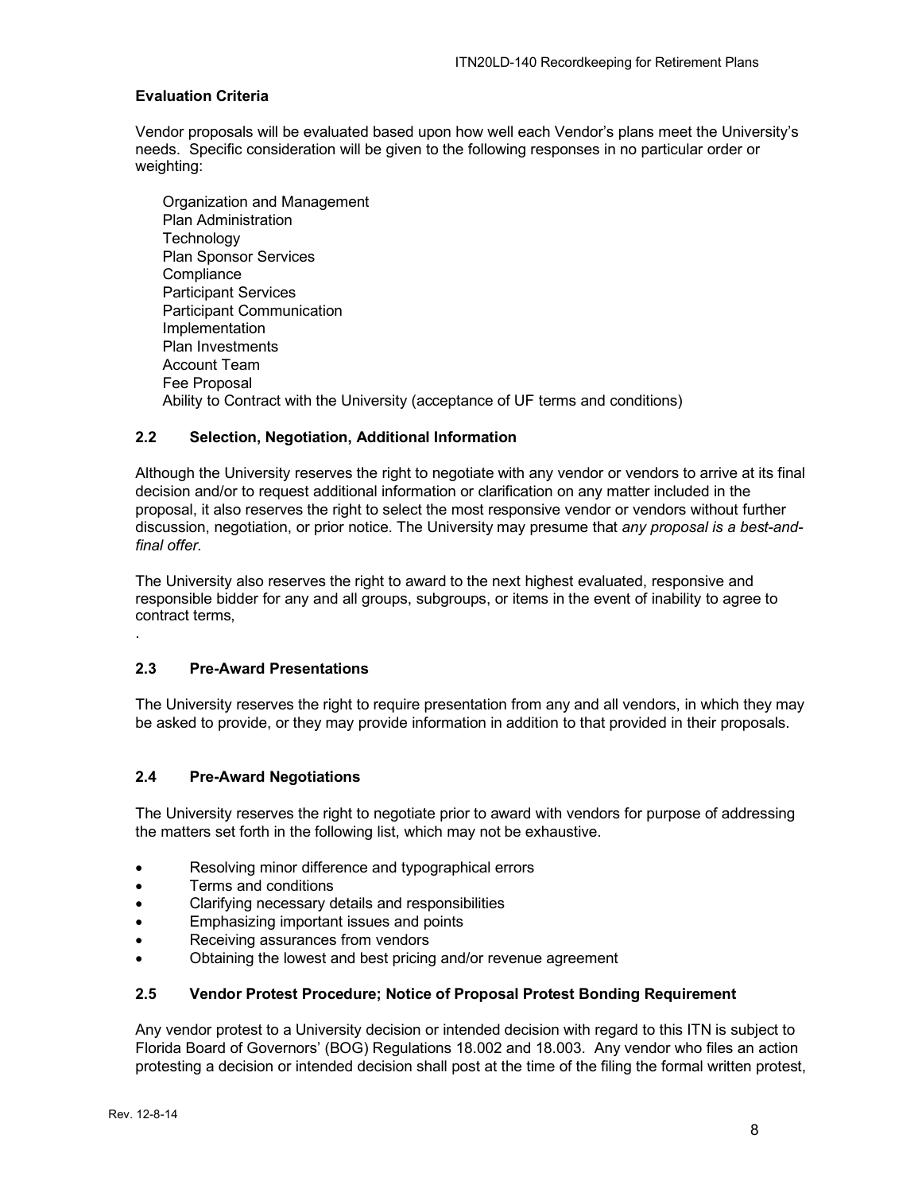**Evaluation Criteria**

Vendor proposals will be evaluated based upon how well each Vendor's plans meet the University's needs. Specific consideration will be given to the following responses in no particular order or weighting:

Organization and Management
Plan Administration
Technology
Plan Sponsor Services
Compliance
Participant Services
Participant Communication
Implementation
Plan Investments
Account Team
Fee Proposal
Ability to Contract with the University (acceptance of UF terms and conditions)

### 2.2 Selection, Negotiation, Additional Information

Although the University reserves the right to negotiate with any vendor or vendors to arrive at its final decision and/or to request additional information or clarification on any matter included in the proposal, it also reserves the right to select the most responsive vendor or vendors without further discussion, negotiation, or prior notice. The University may presume that *any proposal is a best-and-final offer.*

The University also reserves the right to award to the next highest evaluated, responsive and responsible bidder for any and all groups, subgroups, or items in the event of inability to agree to contract terms,

.

### 2.3 Pre-Award Presentations

The University reserves the right to require presentation from any and all vendors, in which they may be asked to provide, or they may provide information in addition to that provided in their proposals.

### 2.4 Pre-Award Negotiations

The University reserves the right to negotiate prior to award with vendors for purpose of addressing the matters set forth in the following list, which may not be exhaustive.

- Resolving minor difference and typographical errors
- Terms and conditions
- Clarifying necessary details and responsibilities
- Emphasizing important issues and points
- Receiving assurances from vendors
- Obtaining the lowest and best pricing and/or revenue agreement

### 2.5 Vendor Protest Procedure; Notice of Proposal Protest Bonding Requirement

Any vendor protest to a University decision or intended decision with regard to this ITN is subject to Florida Board of Governors' (BOG) Regulations 18.002 and 18.003. Any vendor who files an action protesting a decision or intended decision shall post at the time of the filing the formal written protest,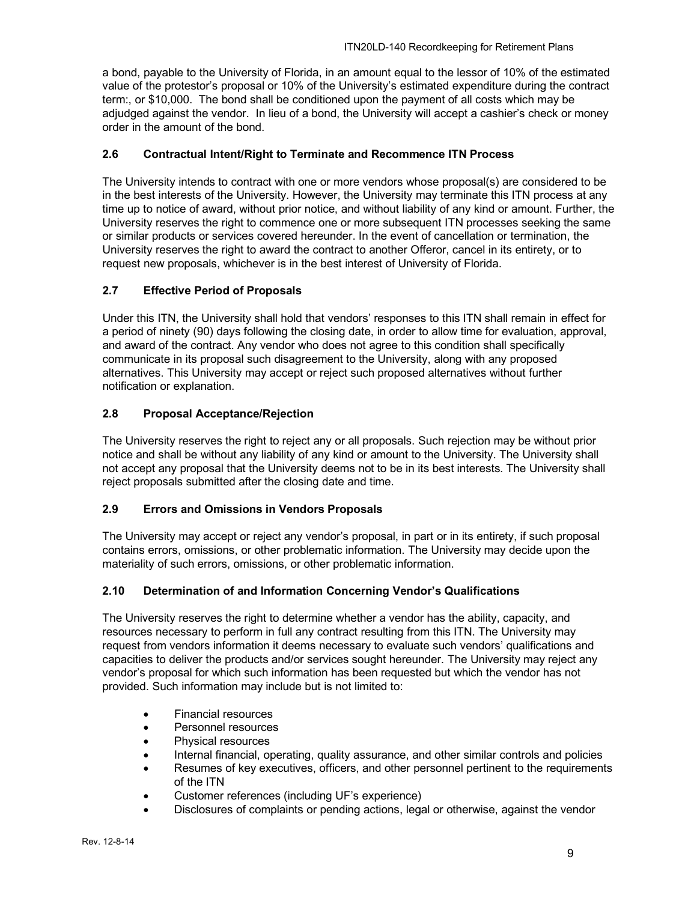a bond, payable to the University of Florida, in an amount equal to the lessor of 10% of the estimated value of the protestor's proposal or 10% of the University's estimated expenditure during the contract term:, or $10,000. The bond shall be conditioned upon the payment of all costs which may be adjudged against the vendor. In lieu of a bond, the University will accept a cashier's check or money order in the amount of the bond.

### 2.6 Contractual Intent/Right to Terminate and Recommence ITN Process

The University intends to contract with one or more vendors whose proposal(s) are considered to be in the best interests of the University. However, the University may terminate this ITN process at any time up to notice of award, without prior notice, and without liability of any kind or amount. Further, the University reserves the right to commence one or more subsequent ITN processes seeking the same or similar products or services covered hereunder. In the event of cancellation or termination, the University reserves the right to award the contract to another Offeror, cancel in its entirety, or to request new proposals, whichever is in the best interest of University of Florida.

### 2.7 Effective Period of Proposals

Under this ITN, the University shall hold that vendors' responses to this ITN shall remain in effect for a period of ninety (90) days following the closing date, in order to allow time for evaluation, approval, and award of the contract. Any vendor who does not agree to this condition shall specifically communicate in its proposal such disagreement to the University, along with any proposed alternatives. This University may accept or reject such proposed alternatives without further notification or explanation.

### 2.8 Proposal Acceptance/Rejection

The University reserves the right to reject any or all proposals. Such rejection may be without prior notice and shall be without any liability of any kind or amount to the University. The University shall not accept any proposal that the University deems not to be in its best interests. The University shall reject proposals submitted after the closing date and time.

### 2.9 Errors and Omissions in Vendors Proposals

The University may accept or reject any vendor's proposal, in part or in its entirety, if such proposal contains errors, omissions, or other problematic information. The University may decide upon the materiality of such errors, omissions, or other problematic information.

### 2.10 Determination of and Information Concerning Vendor's Qualifications

The University reserves the right to determine whether a vendor has the ability, capacity, and resources necessary to perform in full any contract resulting from this ITN. The University may request from vendors information it deems necessary to evaluate such vendors' qualifications and capacities to deliver the products and/or services sought hereunder. The University may reject any vendor's proposal for which such information has been requested but which the vendor has not provided. Such information may include but is not limited to:

- Financial resources
- Personnel resources
- Physical resources
- Internal financial, operating, quality assurance, and other similar controls and policies
- Resumes of key executives, officers, and other personnel pertinent to the requirements of the ITN
- Customer references (including UF's experience)
- Disclosures of complaints or pending actions, legal or otherwise, against the vendor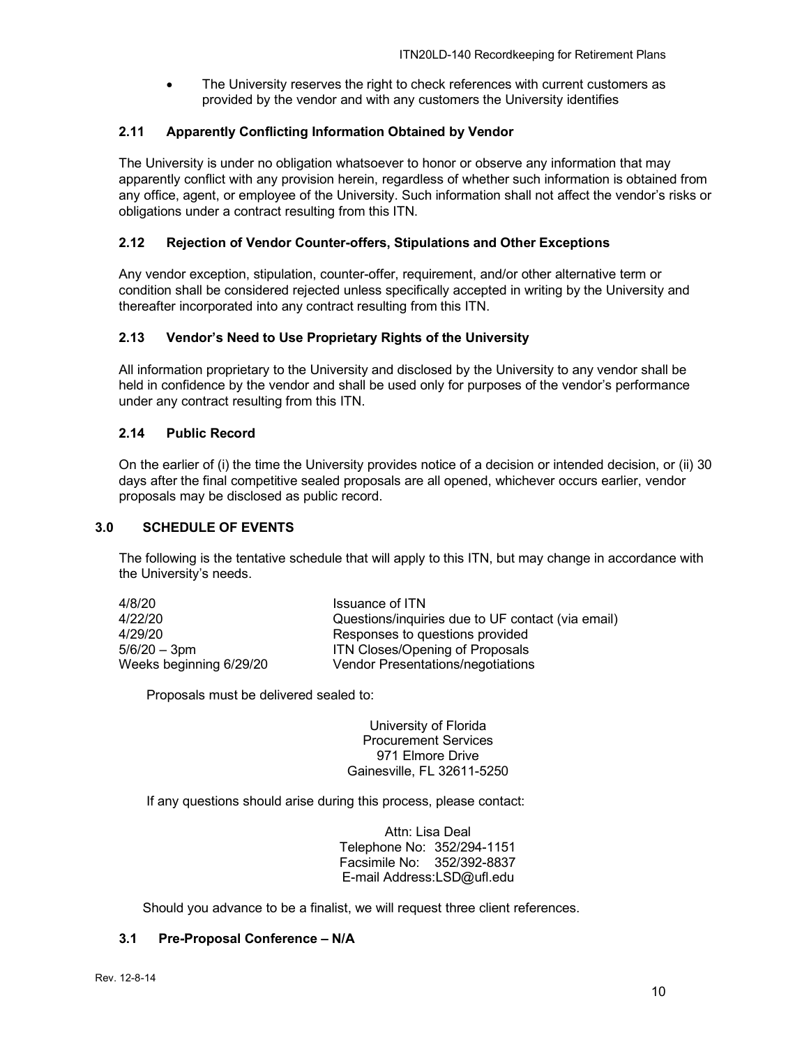- The University reserves the right to check references with current customers as provided by the vendor and with any customers the University identifies

### 2.11 Apparently Conflicting Information Obtained by Vendor

The University is under no obligation whatsoever to honor or observe any information that may apparently conflict with any provision herein, regardless of whether such information is obtained from any office, agent, or employee of the University. Such information shall not affect the vendor's risks or obligations under a contract resulting from this ITN.

### 2.12 Rejection of Vendor Counter-offers, Stipulations and Other Exceptions

Any vendor exception, stipulation, counter-offer, requirement, and/or other alternative term or condition shall be considered rejected unless specifically accepted in writing by the University and thereafter incorporated into any contract resulting from this ITN.

### 2.13 Vendor's Need to Use Proprietary Rights of the University

All information proprietary to the University and disclosed by the University to any vendor shall be held in confidence by the vendor and shall be used only for purposes of the vendor's performance under any contract resulting from this ITN.

### 2.14 Public Record

On the earlier of (i) the time the University provides notice of a decision or intended decision, or (ii) 30 days after the final competitive sealed proposals are all opened, whichever occurs earlier, vendor proposals may be disclosed as public record.

## 3.0 SCHEDULE OF EVENTS

The following is the tentative schedule that will apply to this ITN, but may change in accordance with the University's needs.

| | |
|---|---|
| 4/8/20 | Issuance of ITN |
| 4/22/20 | Questions/inquiries due to UF contact (via email) |
| 4/29/20 | Responses to questions provided |
| 5/6/20 – 3pm | ITN Closes/Opening of Proposals |
| Weeks beginning 6/29/20 | Vendor Presentations/negotiations |

Proposals must be delivered sealed to:

University of Florida
Procurement Services
971 Elmore Drive
Gainesville, FL 32611-5250

If any questions should arise during this process, please contact:

Attn: Lisa Deal
Telephone No: 352/294-1151
Facsimile No: 352/392-8837
E-mail Address:LSD@ufl.edu

Should you advance to be a finalist, we will request three client references.

### 3.1 Pre-Proposal Conference – N/A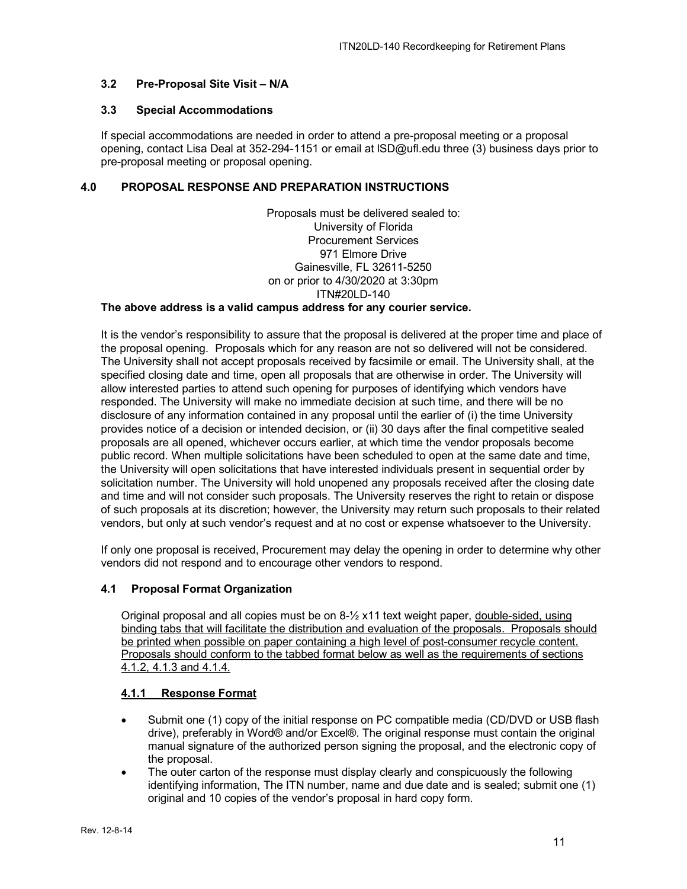### 3.2 Pre-Proposal Site Visit – N/A

### 3.3 Special Accommodations

If special accommodations are needed in order to attend a pre-proposal meeting or a proposal opening, contact Lisa Deal at 352-294-1151 or email at lSD@ufl.edu three (3) business days prior to pre-proposal meeting or proposal opening.

## 4.0 PROPOSAL RESPONSE AND PREPARATION INSTRUCTIONS

Proposals must be delivered sealed to:
University of Florida
Procurement Services
971 Elmore Drive
Gainesville, FL 32611-5250
on or prior to 4/30/2020 at 3:30pm
ITN#20LD-140

**The above address is a valid campus address for any courier service.**

It is the vendor's responsibility to assure that the proposal is delivered at the proper time and place of the proposal opening. Proposals which for any reason are not so delivered will not be considered. The University shall not accept proposals received by facsimile or email. The University shall, at the specified closing date and time, open all proposals that are otherwise in order. The University will allow interested parties to attend such opening for purposes of identifying which vendors have responded. The University will make no immediate decision at such time, and there will be no disclosure of any information contained in any proposal until the earlier of (i) the time University provides notice of a decision or intended decision, or (ii) 30 days after the final competitive sealed proposals are all opened, whichever occurs earlier, at which time the vendor proposals become public record. When multiple solicitations have been scheduled to open at the same date and time, the University will open solicitations that have interested individuals present in sequential order by solicitation number. The University will hold unopened any proposals received after the closing date and time and will not consider such proposals. The University reserves the right to retain or dispose of such proposals at its discretion; however, the University may return such proposals to their related vendors, but only at such vendor's request and at no cost or expense whatsoever to the University.

If only one proposal is received, Procurement may delay the opening in order to determine why other vendors did not respond and to encourage other vendors to respond.

### 4.1 Proposal Format Organization

Original proposal and all copies must be on 8-½ x11 text weight paper, double-sided, using binding tabs that will facilitate the distribution and evaluation of the proposals. Proposals should be printed when possible on paper containing a high level of post-consumer recycle content. Proposals should conform to the tabbed format below as well as the requirements of sections 4.1.2, 4.1.3 and 4.1.4.

#### 4.1.1 Response Format

- Submit one (1) copy of the initial response on PC compatible media (CD/DVD or USB flash drive), preferably in Word® and/or Excel®. The original response must contain the original manual signature of the authorized person signing the proposal, and the electronic copy of the proposal.
- The outer carton of the response must display clearly and conspicuously the following identifying information, The ITN number, name and due date and is sealed; submit one (1) original and 10 copies of the vendor's proposal in hard copy form.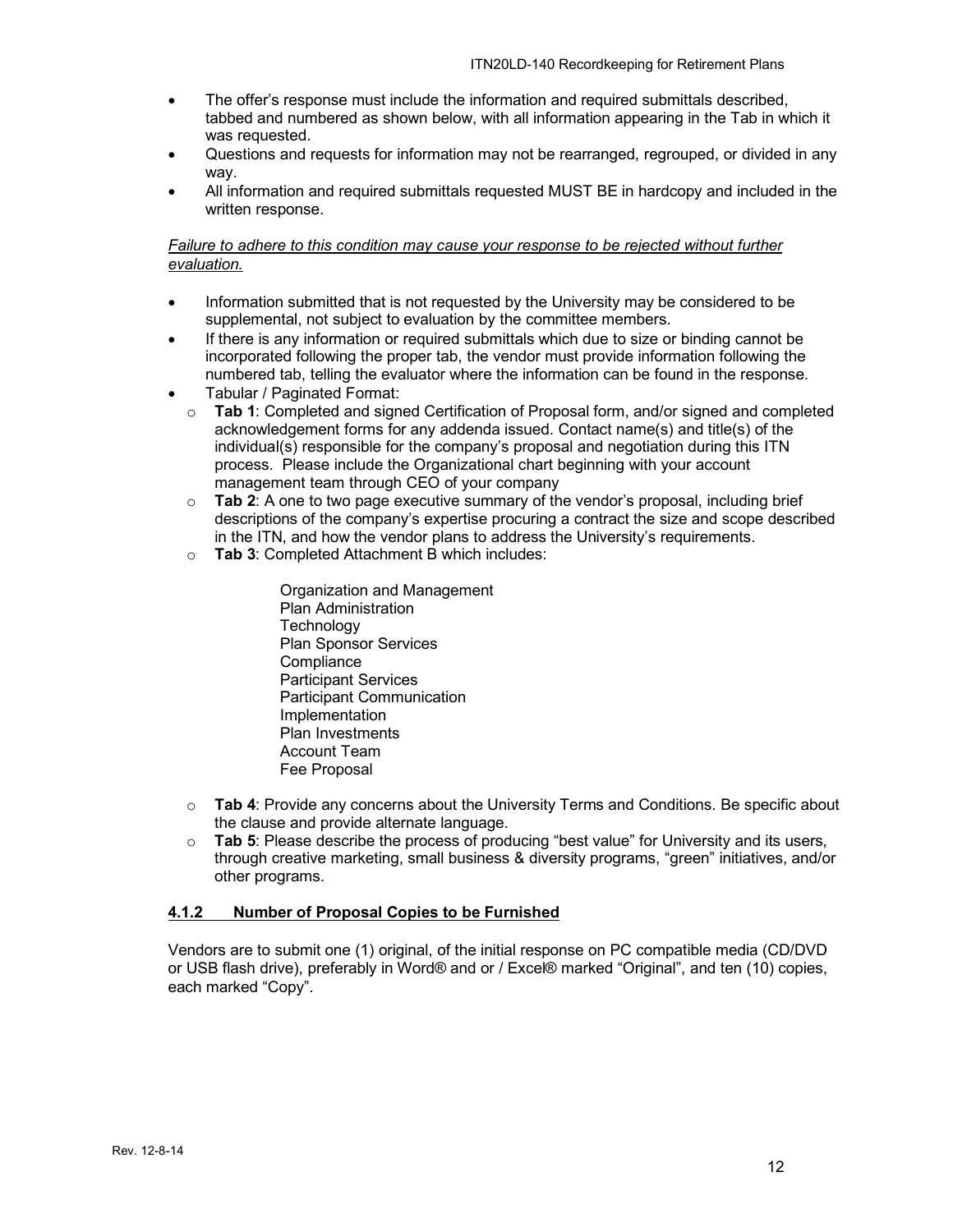- The offer's response must include the information and required submittals described, tabbed and numbered as shown below, with all information appearing in the Tab in which it was requested.
- Questions and requests for information may not be rearranged, regrouped, or divided in any way.
- All information and required submittals requested MUST BE in hardcopy and included in the written response.

*Failure to adhere to this condition may cause your response to be rejected without further evaluation.*

- Information submitted that is not requested by the University may be considered to be supplemental, not subject to evaluation by the committee members.
- If there is any information or required submittals which due to size or binding cannot be incorporated following the proper tab, the vendor must provide information following the numbered tab, telling the evaluator where the information can be found in the response.
- Tabular / Paginated Format:
  - **Tab 1**: Completed and signed Certification of Proposal form, and/or signed and completed acknowledgement forms for any addenda issued. Contact name(s) and title(s) of the individual(s) responsible for the company's proposal and negotiation during this ITN process. Please include the Organizational chart beginning with your account management team through CEO of your company
  - **Tab 2**: A one to two page executive summary of the vendor's proposal, including brief descriptions of the company's expertise procuring a contract the size and scope described in the ITN, and how the vendor plans to address the University's requirements.
  - **Tab 3**: Completed Attachment B which includes:

    Organization and Management
    Plan Administration
    Technology
    Plan Sponsor Services
    Compliance
    Participant Services
    Participant Communication
    Implementation
    Plan Investments
    Account Team
    Fee Proposal

  - **Tab 4**: Provide any concerns about the University Terms and Conditions. Be specific about the clause and provide alternate language.
  - **Tab 5**: Please describe the process of producing "best value" for University and its users, through creative marketing, small business & diversity programs, "green" initiatives, and/or other programs.

### 4.1.2 Number of Proposal Copies to be Furnished

Vendors are to submit one (1) original, of the initial response on PC compatible media (CD/DVD or USB flash drive), preferably in Word® and or / Excel® marked "Original", and ten (10) copies, each marked "Copy".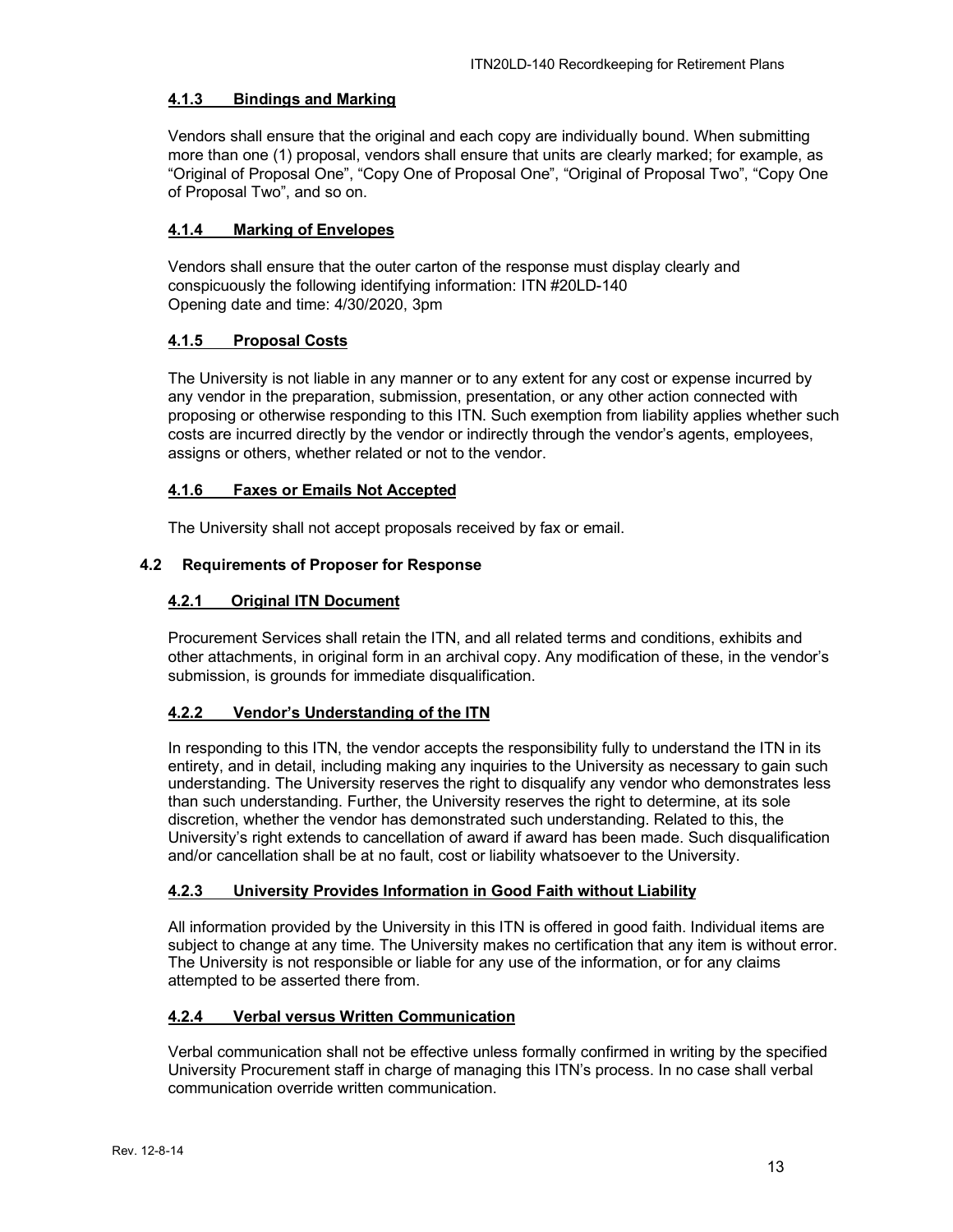#### 4.1.3 Bindings and Marking

Vendors shall ensure that the original and each copy are individually bound. When submitting more than one (1) proposal, vendors shall ensure that units are clearly marked; for example, as "Original of Proposal One", "Copy One of Proposal One", "Original of Proposal Two", "Copy One of Proposal Two", and so on.

#### 4.1.4 Marking of Envelopes

Vendors shall ensure that the outer carton of the response must display clearly and conspicuously the following identifying information: ITN #20LD-140
Opening date and time: 4/30/2020, 3pm

#### 4.1.5 Proposal Costs

The University is not liable in any manner or to any extent for any cost or expense incurred by any vendor in the preparation, submission, presentation, or any other action connected with proposing or otherwise responding to this ITN. Such exemption from liability applies whether such costs are incurred directly by the vendor or indirectly through the vendor's agents, employees, assigns or others, whether related or not to the vendor.

#### 4.1.6 Faxes or Emails Not Accepted

The University shall not accept proposals received by fax or email.

### 4.2 Requirements of Proposer for Response

#### 4.2.1 Original ITN Document

Procurement Services shall retain the ITN, and all related terms and conditions, exhibits and other attachments, in original form in an archival copy. Any modification of these, in the vendor's submission, is grounds for immediate disqualification.

#### 4.2.2 Vendor's Understanding of the ITN

In responding to this ITN, the vendor accepts the responsibility fully to understand the ITN in its entirety, and in detail, including making any inquiries to the University as necessary to gain such understanding. The University reserves the right to disqualify any vendor who demonstrates less than such understanding. Further, the University reserves the right to determine, at its sole discretion, whether the vendor has demonstrated such understanding. Related to this, the University's right extends to cancellation of award if award has been made. Such disqualification and/or cancellation shall be at no fault, cost or liability whatsoever to the University.

#### 4.2.3 University Provides Information in Good Faith without Liability

All information provided by the University in this ITN is offered in good faith. Individual items are subject to change at any time. The University makes no certification that any item is without error. The University is not responsible or liable for any use of the information, or for any claims attempted to be asserted there from.

#### 4.2.4 Verbal versus Written Communication

Verbal communication shall not be effective unless formally confirmed in writing by the specified University Procurement staff in charge of managing this ITN's process. In no case shall verbal communication override written communication.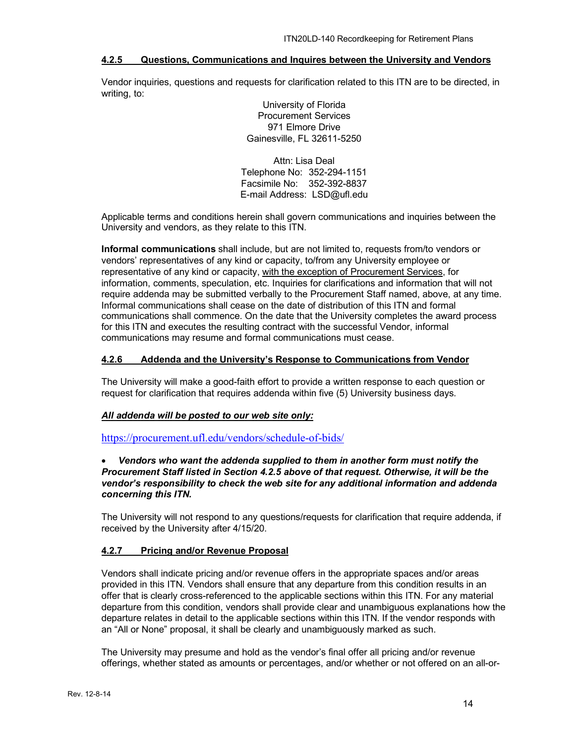#### 4.2.5 Questions, Communications and Inquires between the University and Vendors

Vendor inquiries, questions and requests for clarification related to this ITN are to be directed, in writing, to:

University of Florida
Procurement Services
971 Elmore Drive
Gainesville, FL 32611-5250

Attn: Lisa Deal
Telephone No: 352-294-1151
Facsimile No: 352-392-8837
E-mail Address: LSD@ufl.edu

Applicable terms and conditions herein shall govern communications and inquiries between the University and vendors, as they relate to this ITN.

**Informal communications** shall include, but are not limited to, requests from/to vendors or vendors' representatives of any kind or capacity, to/from any University employee or representative of any kind or capacity, with the exception of Procurement Services, for information, comments, speculation, etc. Inquiries for clarifications and information that will not require addenda may be submitted verbally to the Procurement Staff named, above, at any time. Informal communications shall cease on the date of distribution of this ITN and formal communications shall commence. On the date that the University completes the award process for this ITN and executes the resulting contract with the successful Vendor, informal communications may resume and formal communications must cease.

#### 4.2.6 Addenda and the University's Response to Communications from Vendor

The University will make a good-faith effort to provide a written response to each question or request for clarification that requires addenda within five (5) University business days.

***All addenda will be posted to our web site only:***

https://procurement.ufl.edu/vendors/schedule-of-bids/

- ***Vendors who want the addenda supplied to them in another form must notify the Procurement Staff listed in Section 4.2.5 above of that request. Otherwise, it will be the vendor's responsibility to check the web site for any additional information and addenda concerning this ITN.***

The University will not respond to any questions/requests for clarification that require addenda, if received by the University after 4/15/20.

#### 4.2.7 Pricing and/or Revenue Proposal

Vendors shall indicate pricing and/or revenue offers in the appropriate spaces and/or areas provided in this ITN. Vendors shall ensure that any departure from this condition results in an offer that is clearly cross-referenced to the applicable sections within this ITN. For any material departure from this condition, vendors shall provide clear and unambiguous explanations how the departure relates in detail to the applicable sections within this ITN. If the vendor responds with an "All or None" proposal, it shall be clearly and unambiguously marked as such.

The University may presume and hold as the vendor's final offer all pricing and/or revenue offerings, whether stated as amounts or percentages, and/or whether or not offered on an all-or-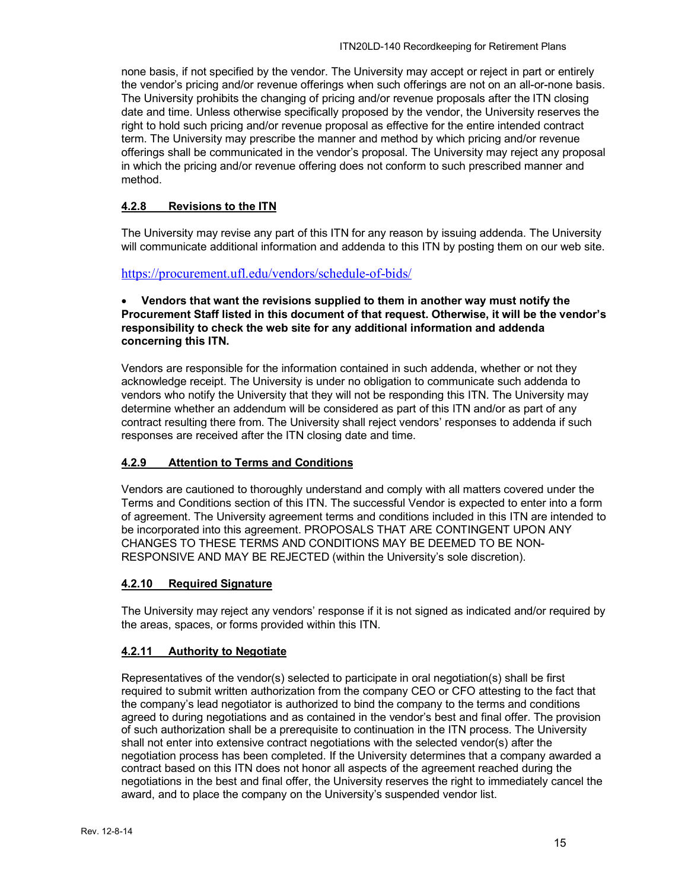none basis, if not specified by the vendor. The University may accept or reject in part or entirely the vendor's pricing and/or revenue offerings when such offerings are not on an all-or-none basis. The University prohibits the changing of pricing and/or revenue proposals after the ITN closing date and time. Unless otherwise specifically proposed by the vendor, the University reserves the right to hold such pricing and/or revenue proposal as effective for the entire intended contract term. The University may prescribe the manner and method by which pricing and/or revenue offerings shall be communicated in the vendor's proposal. The University may reject any proposal in which the pricing and/or revenue offering does not conform to such prescribed manner and method.

### 4.2.8 Revisions to the ITN

The University may revise any part of this ITN for any reason by issuing addenda. The University will communicate additional information and addenda to this ITN by posting them on our web site.

https://procurement.ufl.edu/vendors/schedule-of-bids/

- **Vendors that want the revisions supplied to them in another way must notify the Procurement Staff listed in this document of that request. Otherwise, it will be the vendor's responsibility to check the web site for any additional information and addenda concerning this ITN.**

Vendors are responsible for the information contained in such addenda, whether or not they acknowledge receipt. The University is under no obligation to communicate such addenda to vendors who notify the University that they will not be responding this ITN. The University may determine whether an addendum will be considered as part of this ITN and/or as part of any contract resulting there from. The University shall reject vendors' responses to addenda if such responses are received after the ITN closing date and time.

### 4.2.9 Attention to Terms and Conditions

Vendors are cautioned to thoroughly understand and comply with all matters covered under the Terms and Conditions section of this ITN. The successful Vendor is expected to enter into a form of agreement. The University agreement terms and conditions included in this ITN are intended to be incorporated into this agreement. PROPOSALS THAT ARE CONTINGENT UPON ANY CHANGES TO THESE TERMS AND CONDITIONS MAY BE DEEMED TO BE NON-RESPONSIVE AND MAY BE REJECTED (within the University's sole discretion).

### 4.2.10 Required Signature

The University may reject any vendors' response if it is not signed as indicated and/or required by the areas, spaces, or forms provided within this ITN.

### 4.2.11 Authority to Negotiate

Representatives of the vendor(s) selected to participate in oral negotiation(s) shall be first required to submit written authorization from the company CEO or CFO attesting to the fact that the company's lead negotiator is authorized to bind the company to the terms and conditions agreed to during negotiations and as contained in the vendor's best and final offer. The provision of such authorization shall be a prerequisite to continuation in the ITN process. The University shall not enter into extensive contract negotiations with the selected vendor(s) after the negotiation process has been completed. If the University determines that a company awarded a contract based on this ITN does not honor all aspects of the agreement reached during the negotiations in the best and final offer, the University reserves the right to immediately cancel the award, and to place the company on the University's suspended vendor list.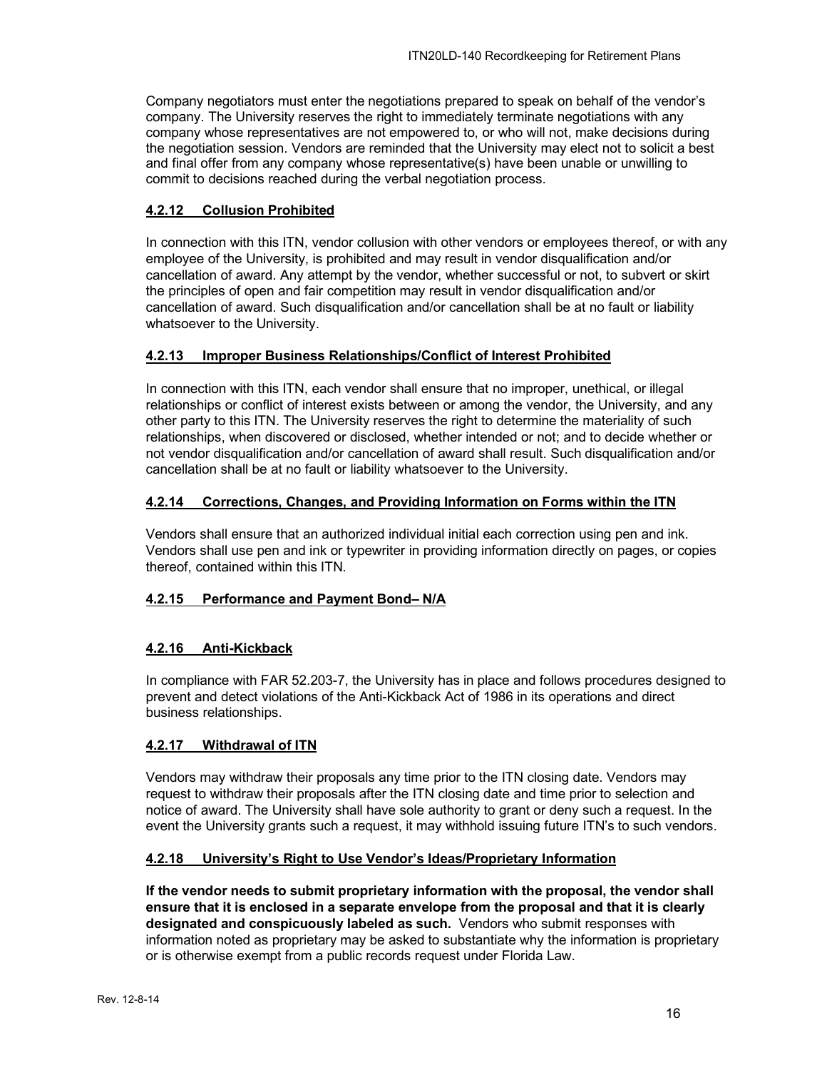Company negotiators must enter the negotiations prepared to speak on behalf of the vendor's company. The University reserves the right to immediately terminate negotiations with any company whose representatives are not empowered to, or who will not, make decisions during the negotiation session. Vendors are reminded that the University may elect not to solicit a best and final offer from any company whose representative(s) have been unable or unwilling to commit to decisions reached during the verbal negotiation process.

### 4.2.12 Collusion Prohibited

In connection with this ITN, vendor collusion with other vendors or employees thereof, or with any employee of the University, is prohibited and may result in vendor disqualification and/or cancellation of award. Any attempt by the vendor, whether successful or not, to subvert or skirt the principles of open and fair competition may result in vendor disqualification and/or cancellation of award. Such disqualification and/or cancellation shall be at no fault or liability whatsoever to the University.

### 4.2.13 Improper Business Relationships/Conflict of Interest Prohibited

In connection with this ITN, each vendor shall ensure that no improper, unethical, or illegal relationships or conflict of interest exists between or among the vendor, the University, and any other party to this ITN. The University reserves the right to determine the materiality of such relationships, when discovered or disclosed, whether intended or not; and to decide whether or not vendor disqualification and/or cancellation of award shall result. Such disqualification and/or cancellation shall be at no fault or liability whatsoever to the University.

### 4.2.14 Corrections, Changes, and Providing Information on Forms within the ITN

Vendors shall ensure that an authorized individual initial each correction using pen and ink. Vendors shall use pen and ink or typewriter in providing information directly on pages, or copies thereof, contained within this ITN.

### 4.2.15 Performance and Payment Bond– N/A

### 4.2.16 Anti-Kickback

In compliance with FAR 52.203-7, the University has in place and follows procedures designed to prevent and detect violations of the Anti-Kickback Act of 1986 in its operations and direct business relationships.

### 4.2.17 Withdrawal of ITN

Vendors may withdraw their proposals any time prior to the ITN closing date. Vendors may request to withdraw their proposals after the ITN closing date and time prior to selection and notice of award. The University shall have sole authority to grant or deny such a request. In the event the University grants such a request, it may withhold issuing future ITN's to such vendors.

### 4.2.18 University's Right to Use Vendor's Ideas/Proprietary Information

**If the vendor needs to submit proprietary information with the proposal, the vendor shall ensure that it is enclosed in a separate envelope from the proposal and that it is clearly designated and conspicuously labeled as such.** Vendors who submit responses with information noted as proprietary may be asked to substantiate why the information is proprietary or is otherwise exempt from a public records request under Florida Law.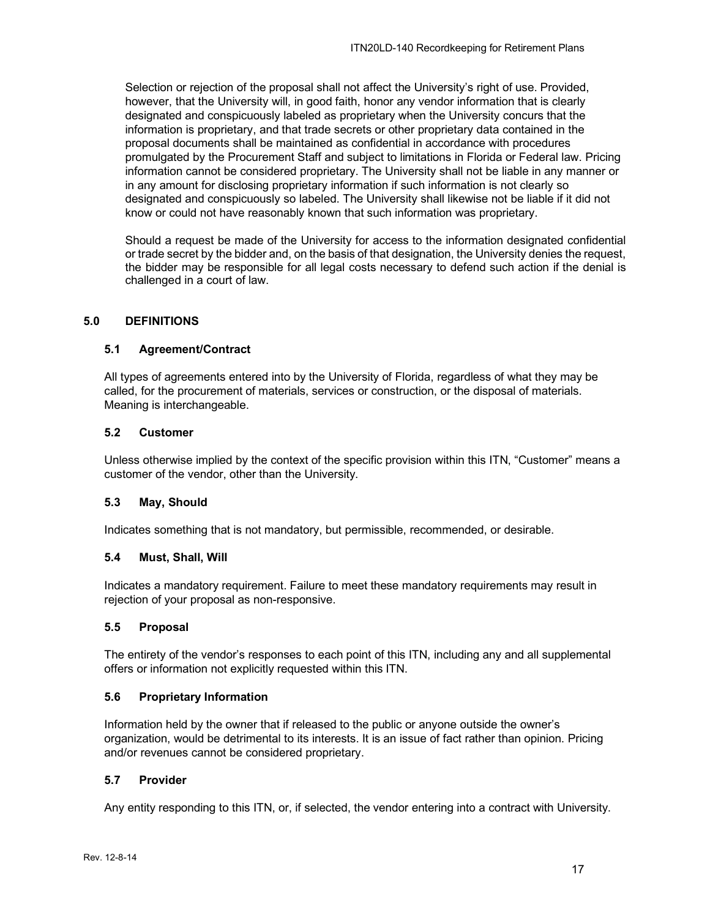Selection or rejection of the proposal shall not affect the University's right of use. Provided, however, that the University will, in good faith, honor any vendor information that is clearly designated and conspicuously labeled as proprietary when the University concurs that the information is proprietary, and that trade secrets or other proprietary data contained in the proposal documents shall be maintained as confidential in accordance with procedures promulgated by the Procurement Staff and subject to limitations in Florida or Federal law. Pricing information cannot be considered proprietary. The University shall not be liable in any manner or in any amount for disclosing proprietary information if such information is not clearly so designated and conspicuously so labeled. The University shall likewise not be liable if it did not know or could not have reasonably known that such information was proprietary.

Should a request be made of the University for access to the information designated confidential or trade secret by the bidder and, on the basis of that designation, the University denies the request, the bidder may be responsible for all legal costs necessary to defend such action if the denial is challenged in a court of law.

## 5.0 DEFINITIONS

### 5.1 Agreement/Contract

All types of agreements entered into by the University of Florida, regardless of what they may be called, for the procurement of materials, services or construction, or the disposal of materials. Meaning is interchangeable.

### 5.2 Customer

Unless otherwise implied by the context of the specific provision within this ITN, "Customer" means a customer of the vendor, other than the University.

### 5.3 May, Should

Indicates something that is not mandatory, but permissible, recommended, or desirable.

### 5.4 Must, Shall, Will

Indicates a mandatory requirement. Failure to meet these mandatory requirements may result in rejection of your proposal as non-responsive.

### 5.5 Proposal

The entirety of the vendor's responses to each point of this ITN, including any and all supplemental offers or information not explicitly requested within this ITN.

### 5.6 Proprietary Information

Information held by the owner that if released to the public or anyone outside the owner's organization, would be detrimental to its interests. It is an issue of fact rather than opinion. Pricing and/or revenues cannot be considered proprietary.

### 5.7 Provider

Any entity responding to this ITN, or, if selected, the vendor entering into a contract with University.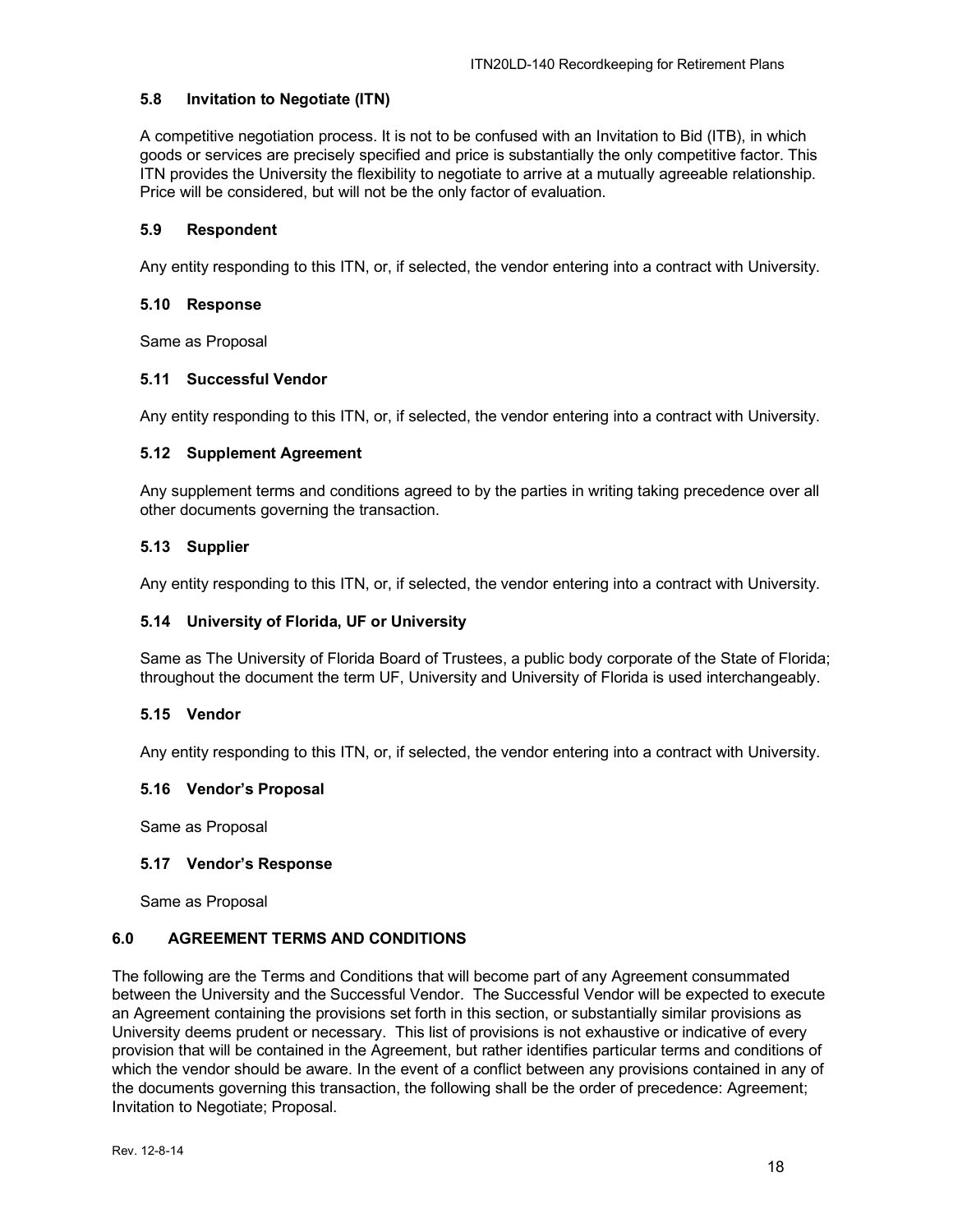### 5.8 Invitation to Negotiate (ITN)

A competitive negotiation process. It is not to be confused with an Invitation to Bid (ITB), in which goods or services are precisely specified and price is substantially the only competitive factor. This ITN provides the University the flexibility to negotiate to arrive at a mutually agreeable relationship. Price will be considered, but will not be the only factor of evaluation.

### 5.9 Respondent

Any entity responding to this ITN, or, if selected, the vendor entering into a contract with University.

### 5.10 Response

Same as Proposal

### 5.11 Successful Vendor

Any entity responding to this ITN, or, if selected, the vendor entering into a contract with University.

### 5.12 Supplement Agreement

Any supplement terms and conditions agreed to by the parties in writing taking precedence over all other documents governing the transaction.

### 5.13 Supplier

Any entity responding to this ITN, or, if selected, the vendor entering into a contract with University.

### 5.14 University of Florida, UF or University

Same as The University of Florida Board of Trustees, a public body corporate of the State of Florida; throughout the document the term UF, University and University of Florida is used interchangeably.

### 5.15 Vendor

Any entity responding to this ITN, or, if selected, the vendor entering into a contract with University.

### 5.16 Vendor's Proposal

Same as Proposal

### 5.17 Vendor's Response

Same as Proposal

## 6.0 AGREEMENT TERMS AND CONDITIONS

The following are the Terms and Conditions that will become part of any Agreement consummated between the University and the Successful Vendor. The Successful Vendor will be expected to execute an Agreement containing the provisions set forth in this section, or substantially similar provisions as University deems prudent or necessary. This list of provisions is not exhaustive or indicative of every provision that will be contained in the Agreement, but rather identifies particular terms and conditions of which the vendor should be aware. In the event of a conflict between any provisions contained in any of the documents governing this transaction, the following shall be the order of precedence: Agreement; Invitation to Negotiate; Proposal.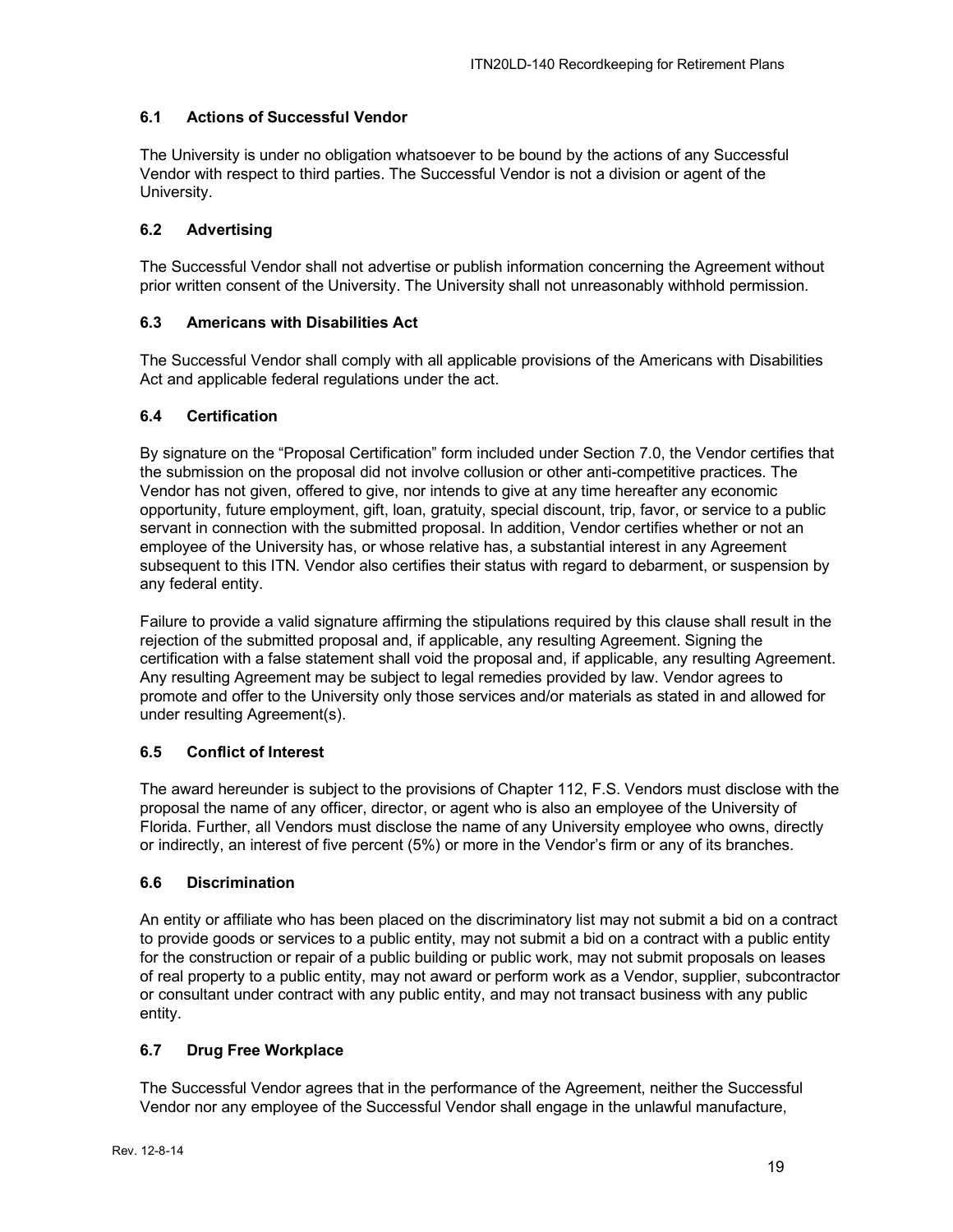### 6.1 Actions of Successful Vendor

The University is under no obligation whatsoever to be bound by the actions of any Successful Vendor with respect to third parties. The Successful Vendor is not a division or agent of the University.

### 6.2 Advertising

The Successful Vendor shall not advertise or publish information concerning the Agreement without prior written consent of the University. The University shall not unreasonably withhold permission.

### 6.3 Americans with Disabilities Act

The Successful Vendor shall comply with all applicable provisions of the Americans with Disabilities Act and applicable federal regulations under the act.

### 6.4 Certification

By signature on the "Proposal Certification" form included under Section 7.0, the Vendor certifies that the submission on the proposal did not involve collusion or other anti-competitive practices. The Vendor has not given, offered to give, nor intends to give at any time hereafter any economic opportunity, future employment, gift, loan, gratuity, special discount, trip, favor, or service to a public servant in connection with the submitted proposal. In addition, Vendor certifies whether or not an employee of the University has, or whose relative has, a substantial interest in any Agreement subsequent to this ITN. Vendor also certifies their status with regard to debarment, or suspension by any federal entity.

Failure to provide a valid signature affirming the stipulations required by this clause shall result in the rejection of the submitted proposal and, if applicable, any resulting Agreement. Signing the certification with a false statement shall void the proposal and, if applicable, any resulting Agreement. Any resulting Agreement may be subject to legal remedies provided by law. Vendor agrees to promote and offer to the University only those services and/or materials as stated in and allowed for under resulting Agreement(s).

### 6.5 Conflict of Interest

The award hereunder is subject to the provisions of Chapter 112, F.S. Vendors must disclose with the proposal the name of any officer, director, or agent who is also an employee of the University of Florida. Further, all Vendors must disclose the name of any University employee who owns, directly or indirectly, an interest of five percent (5%) or more in the Vendor's firm or any of its branches.

### 6.6 Discrimination

An entity or affiliate who has been placed on the discriminatory list may not submit a bid on a contract to provide goods or services to a public entity, may not submit a bid on a contract with a public entity for the construction or repair of a public building or public work, may not submit proposals on leases of real property to a public entity, may not award or perform work as a Vendor, supplier, subcontractor or consultant under contract with any public entity, and may not transact business with any public entity.

### 6.7 Drug Free Workplace

The Successful Vendor agrees that in the performance of the Agreement, neither the Successful Vendor nor any employee of the Successful Vendor shall engage in the unlawful manufacture,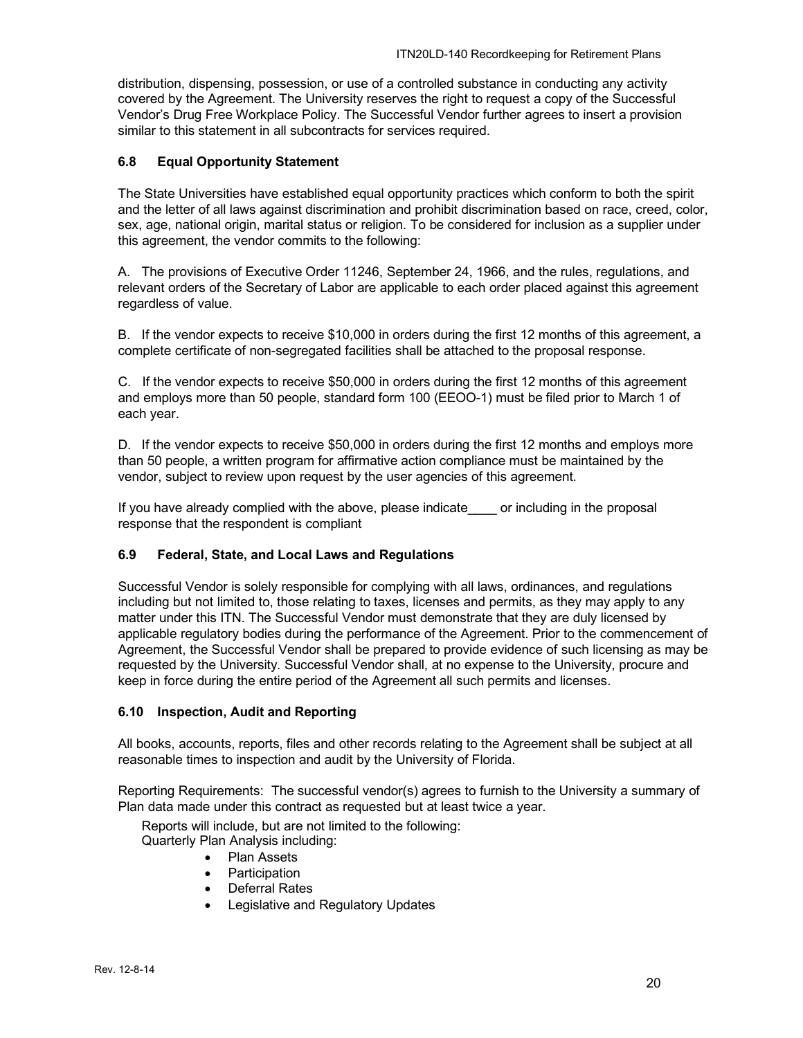distribution, dispensing, possession, or use of a controlled substance in conducting any activity covered by the Agreement. The University reserves the right to request a copy of the Successful Vendor's Drug Free Workplace Policy. The Successful Vendor further agrees to insert a provision similar to this statement in all subcontracts for services required.

### 6.8 Equal Opportunity Statement

The State Universities have established equal opportunity practices which conform to both the spirit and the letter of all laws against discrimination and prohibit discrimination based on race, creed, color, sex, age, national origin, marital status or religion. To be considered for inclusion as a supplier under this agreement, the vendor commits to the following:

A. The provisions of Executive Order 11246, September 24, 1966, and the rules, regulations, and relevant orders of the Secretary of Labor are applicable to each order placed against this agreement regardless of value.

B. If the vendor expects to receive $10,000 in orders during the first 12 months of this agreement, a complete certificate of non-segregated facilities shall be attached to the proposal response.

C. If the vendor expects to receive $50,000 in orders during the first 12 months of this agreement and employs more than 50 people, standard form 100 (EEOO-1) must be filed prior to March 1 of each year.

D. If the vendor expects to receive $50,000 in orders during the first 12 months and employs more than 50 people, a written program for affirmative action compliance must be maintained by the vendor, subject to review upon request by the user agencies of this agreement.

If you have already complied with the above, please indicate____ or including in the proposal response that the respondent is compliant

### 6.9 Federal, State, and Local Laws and Regulations

Successful Vendor is solely responsible for complying with all laws, ordinances, and regulations including but not limited to, those relating to taxes, licenses and permits, as they may apply to any matter under this ITN. The Successful Vendor must demonstrate that they are duly licensed by applicable regulatory bodies during the performance of the Agreement. Prior to the commencement of Agreement, the Successful Vendor shall be prepared to provide evidence of such licensing as may be requested by the University. Successful Vendor shall, at no expense to the University, procure and keep in force during the entire period of the Agreement all such permits and licenses.

### 6.10 Inspection, Audit and Reporting

All books, accounts, reports, files and other records relating to the Agreement shall be subject at all reasonable times to inspection and audit by the University of Florida.

Reporting Requirements: The successful vendor(s) agrees to furnish to the University a summary of Plan data made under this contract as requested but at least twice a year.

Reports will include, but are not limited to the following:
Quarterly Plan Analysis including:

- Plan Assets
- Participation
- Deferral Rates
- Legislative and Regulatory Updates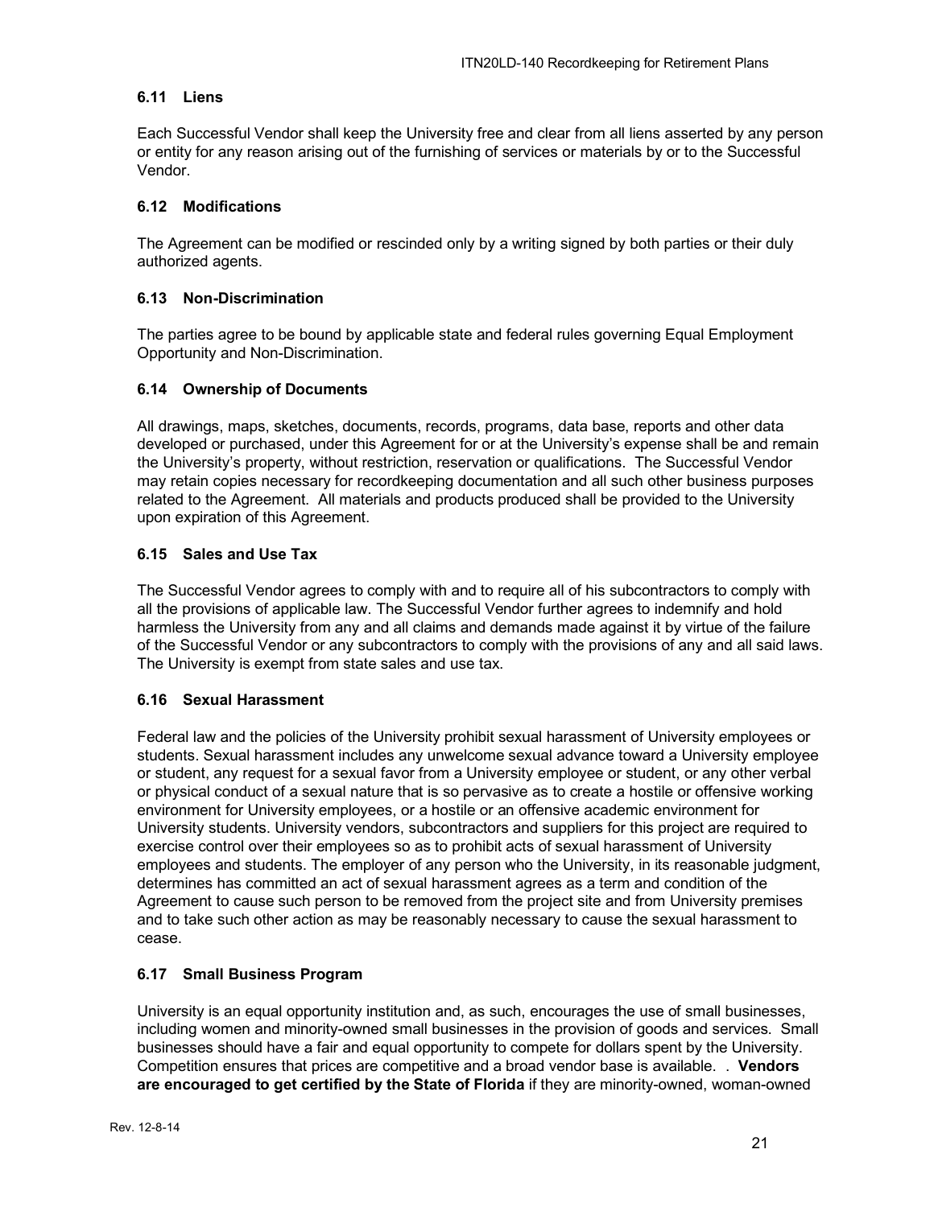### 6.11 Liens

Each Successful Vendor shall keep the University free and clear from all liens asserted by any person or entity for any reason arising out of the furnishing of services or materials by or to the Successful Vendor.

### 6.12 Modifications

The Agreement can be modified or rescinded only by a writing signed by both parties or their duly authorized agents.

### 6.13 Non-Discrimination

The parties agree to be bound by applicable state and federal rules governing Equal Employment Opportunity and Non-Discrimination.

### 6.14 Ownership of Documents

All drawings, maps, sketches, documents, records, programs, data base, reports and other data developed or purchased, under this Agreement for or at the University's expense shall be and remain the University's property, without restriction, reservation or qualifications. The Successful Vendor may retain copies necessary for recordkeeping documentation and all such other business purposes related to the Agreement. All materials and products produced shall be provided to the University upon expiration of this Agreement.

### 6.15 Sales and Use Tax

The Successful Vendor agrees to comply with and to require all of his subcontractors to comply with all the provisions of applicable law. The Successful Vendor further agrees to indemnify and hold harmless the University from any and all claims and demands made against it by virtue of the failure of the Successful Vendor or any subcontractors to comply with the provisions of any and all said laws. The University is exempt from state sales and use tax.

### 6.16 Sexual Harassment

Federal law and the policies of the University prohibit sexual harassment of University employees or students. Sexual harassment includes any unwelcome sexual advance toward a University employee or student, any request for a sexual favor from a University employee or student, or any other verbal or physical conduct of a sexual nature that is so pervasive as to create a hostile or offensive working environment for University employees, or a hostile or an offensive academic environment for University students. University vendors, subcontractors and suppliers for this project are required to exercise control over their employees so as to prohibit acts of sexual harassment of University employees and students. The employer of any person who the University, in its reasonable judgment, determines has committed an act of sexual harassment agrees as a term and condition of the Agreement to cause such person to be removed from the project site and from University premises and to take such other action as may be reasonably necessary to cause the sexual harassment to cease.

### 6.17 Small Business Program

University is an equal opportunity institution and, as such, encourages the use of small businesses, including women and minority-owned small businesses in the provision of goods and services. Small businesses should have a fair and equal opportunity to compete for dollars spent by the University. Competition ensures that prices are competitive and a broad vendor base is available. . **Vendors are encouraged to get certified by the State of Florida** if they are minority-owned, woman-owned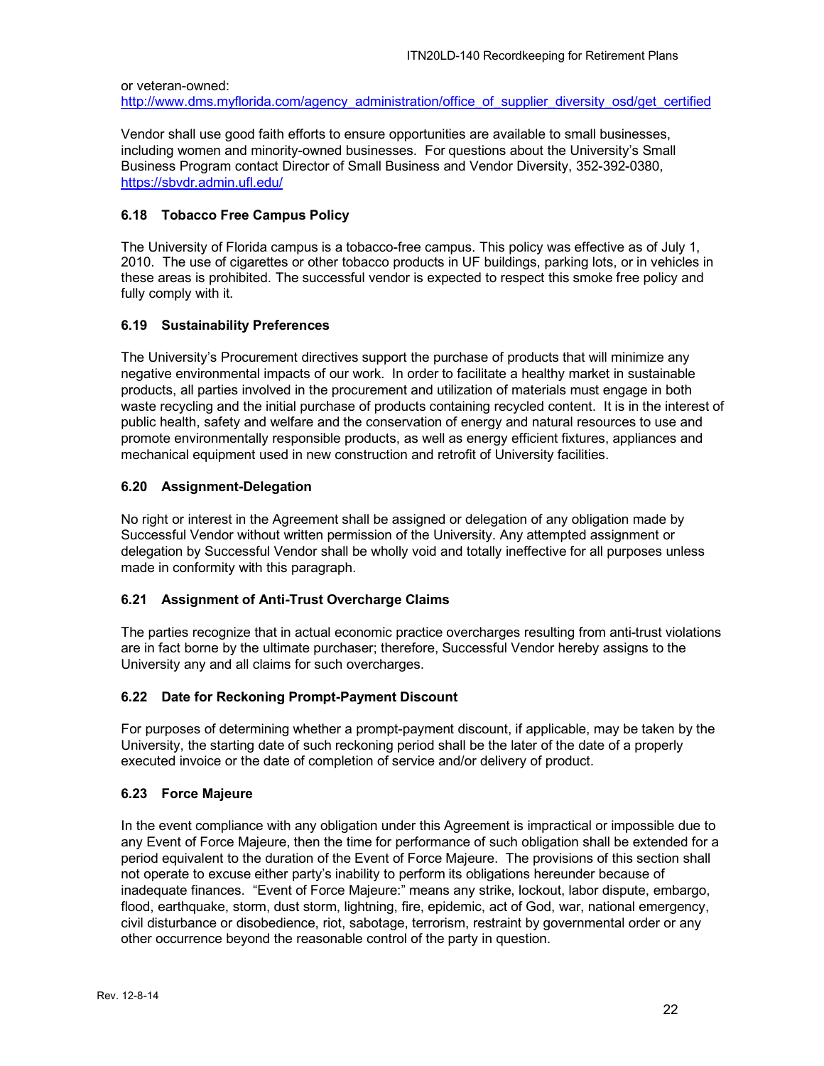or veteran-owned:
http://www.dms.myflorida.com/agency_administration/office_of_supplier_diversity_osd/get_certified

Vendor shall use good faith efforts to ensure opportunities are available to small businesses, including women and minority-owned businesses. For questions about the University's Small Business Program contact Director of Small Business and Vendor Diversity, 352-392-0380, https://sbvdr.admin.ufl.edu/

### 6.18 Tobacco Free Campus Policy

The University of Florida campus is a tobacco-free campus. This policy was effective as of July 1, 2010. The use of cigarettes or other tobacco products in UF buildings, parking lots, or in vehicles in these areas is prohibited. The successful vendor is expected to respect this smoke free policy and fully comply with it.

### 6.19 Sustainability Preferences

The University's Procurement directives support the purchase of products that will minimize any negative environmental impacts of our work. In order to facilitate a healthy market in sustainable products, all parties involved in the procurement and utilization of materials must engage in both waste recycling and the initial purchase of products containing recycled content. It is in the interest of public health, safety and welfare and the conservation of energy and natural resources to use and promote environmentally responsible products, as well as energy efficient fixtures, appliances and mechanical equipment used in new construction and retrofit of University facilities.

### 6.20 Assignment-Delegation

No right or interest in the Agreement shall be assigned or delegation of any obligation made by Successful Vendor without written permission of the University. Any attempted assignment or delegation by Successful Vendor shall be wholly void and totally ineffective for all purposes unless made in conformity with this paragraph.

### 6.21 Assignment of Anti-Trust Overcharge Claims

The parties recognize that in actual economic practice overcharges resulting from anti-trust violations are in fact borne by the ultimate purchaser; therefore, Successful Vendor hereby assigns to the University any and all claims for such overcharges.

### 6.22 Date for Reckoning Prompt-Payment Discount

For purposes of determining whether a prompt-payment discount, if applicable, may be taken by the University, the starting date of such reckoning period shall be the later of the date of a properly executed invoice or the date of completion of service and/or delivery of product.

### 6.23 Force Majeure

In the event compliance with any obligation under this Agreement is impractical or impossible due to any Event of Force Majeure, then the time for performance of such obligation shall be extended for a period equivalent to the duration of the Event of Force Majeure. The provisions of this section shall not operate to excuse either party's inability to perform its obligations hereunder because of inadequate finances. "Event of Force Majeure:" means any strike, lockout, labor dispute, embargo, flood, earthquake, storm, dust storm, lightning, fire, epidemic, act of God, war, national emergency, civil disturbance or disobedience, riot, sabotage, terrorism, restraint by governmental order or any other occurrence beyond the reasonable control of the party in question.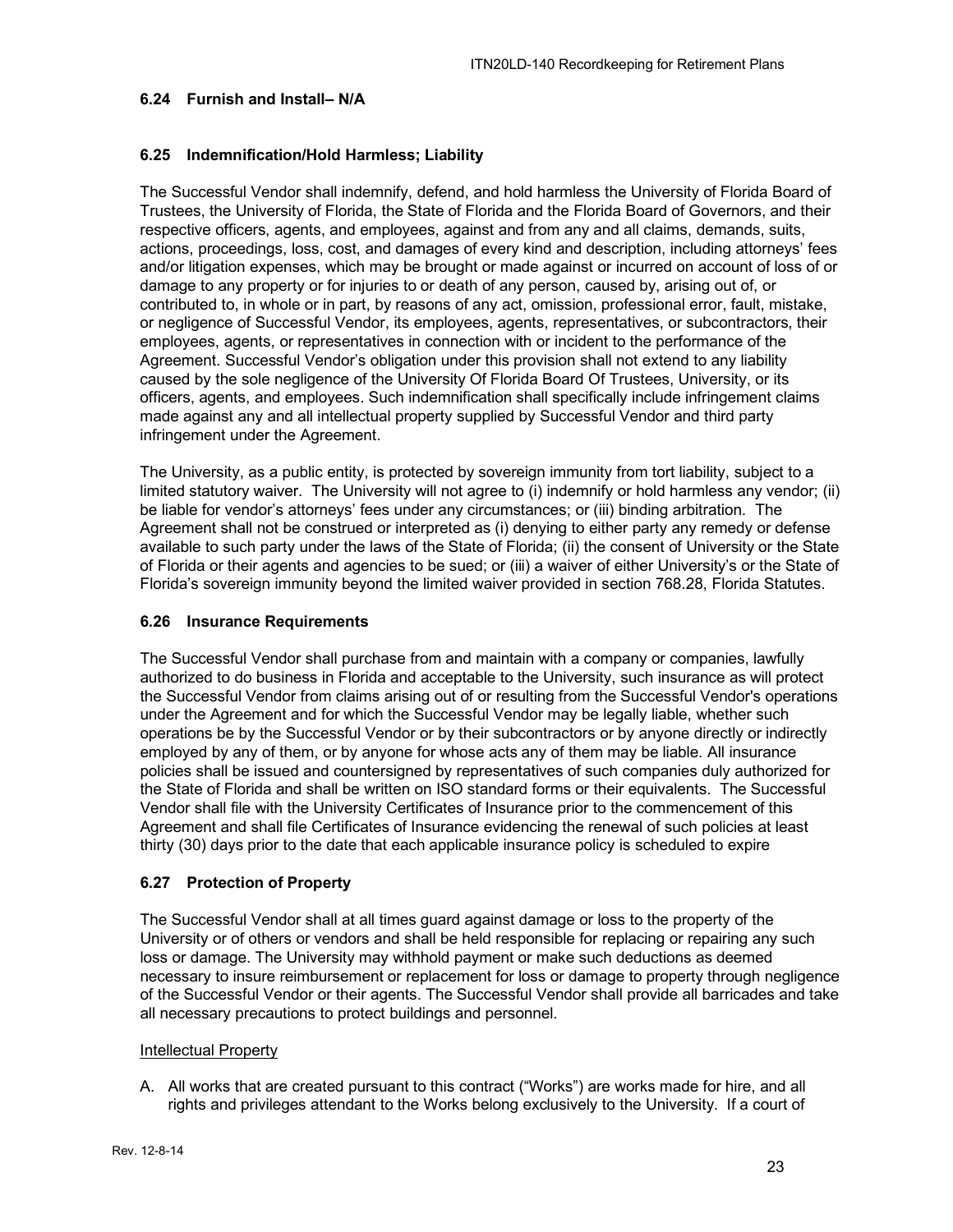### 6.24 Furnish and Install– N/A

### 6.25 Indemnification/Hold Harmless; Liability

The Successful Vendor shall indemnify, defend, and hold harmless the University of Florida Board of Trustees, the University of Florida, the State of Florida and the Florida Board of Governors, and their respective officers, agents, and employees, against and from any and all claims, demands, suits, actions, proceedings, loss, cost, and damages of every kind and description, including attorneys' fees and/or litigation expenses, which may be brought or made against or incurred on account of loss of or damage to any property or for injuries to or death of any person, caused by, arising out of, or contributed to, in whole or in part, by reasons of any act, omission, professional error, fault, mistake, or negligence of Successful Vendor, its employees, agents, representatives, or subcontractors, their employees, agents, or representatives in connection with or incident to the performance of the Agreement. Successful Vendor's obligation under this provision shall not extend to any liability caused by the sole negligence of the University Of Florida Board Of Trustees, University, or its officers, agents, and employees. Such indemnification shall specifically include infringement claims made against any and all intellectual property supplied by Successful Vendor and third party infringement under the Agreement.

The University, as a public entity, is protected by sovereign immunity from tort liability, subject to a limited statutory waiver. The University will not agree to (i) indemnify or hold harmless any vendor; (ii) be liable for vendor's attorneys' fees under any circumstances; or (iii) binding arbitration. The Agreement shall not be construed or interpreted as (i) denying to either party any remedy or defense available to such party under the laws of the State of Florida; (ii) the consent of University or the State of Florida or their agents and agencies to be sued; or (iii) a waiver of either University's or the State of Florida's sovereign immunity beyond the limited waiver provided in section 768.28, Florida Statutes.

### 6.26 Insurance Requirements

The Successful Vendor shall purchase from and maintain with a company or companies, lawfully authorized to do business in Florida and acceptable to the University, such insurance as will protect the Successful Vendor from claims arising out of or resulting from the Successful Vendor's operations under the Agreement and for which the Successful Vendor may be legally liable, whether such operations be by the Successful Vendor or by their subcontractors or by anyone directly or indirectly employed by any of them, or by anyone for whose acts any of them may be liable. All insurance policies shall be issued and countersigned by representatives of such companies duly authorized for the State of Florida and shall be written on ISO standard forms or their equivalents. The Successful Vendor shall file with the University Certificates of Insurance prior to the commencement of this Agreement and shall file Certificates of Insurance evidencing the renewal of such policies at least thirty (30) days prior to the date that each applicable insurance policy is scheduled to expire

### 6.27 Protection of Property

The Successful Vendor shall at all times guard against damage or loss to the property of the University or of others or vendors and shall be held responsible for replacing or repairing any such loss or damage. The University may withhold payment or make such deductions as deemed necessary to insure reimbursement or replacement for loss or damage to property through negligence of the Successful Vendor or their agents. The Successful Vendor shall provide all barricades and take all necessary precautions to protect buildings and personnel.

<u>Intellectual Property</u>

A. All works that are created pursuant to this contract ("Works") are works made for hire, and all rights and privileges attendant to the Works belong exclusively to the University. If a court of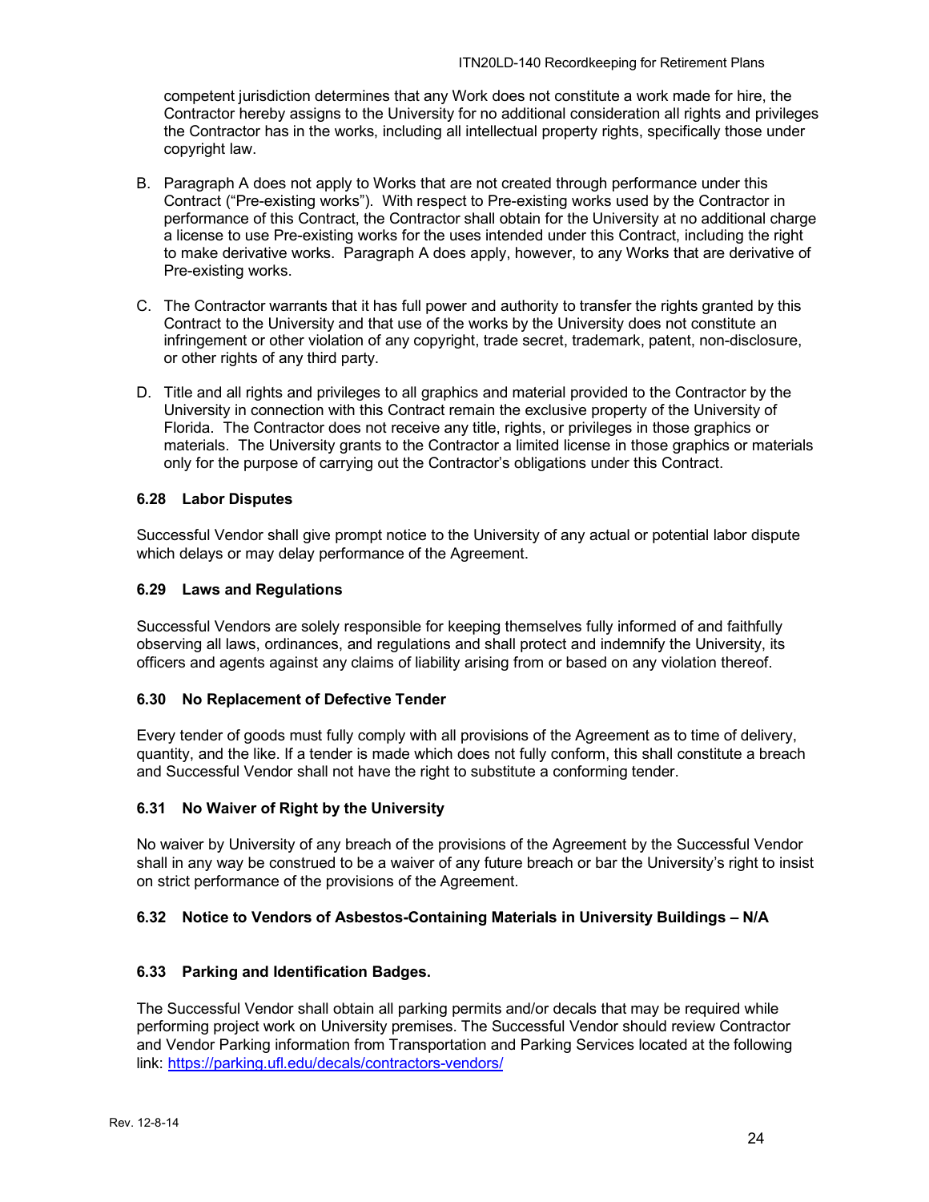competent jurisdiction determines that any Work does not constitute a work made for hire, the Contractor hereby assigns to the University for no additional consideration all rights and privileges the Contractor has in the works, including all intellectual property rights, specifically those under copyright law.

B. Paragraph A does not apply to Works that are not created through performance under this Contract ("Pre-existing works"). With respect to Pre-existing works used by the Contractor in performance of this Contract, the Contractor shall obtain for the University at no additional charge a license to use Pre-existing works for the uses intended under this Contract, including the right to make derivative works. Paragraph A does apply, however, to any Works that are derivative of Pre-existing works.

C. The Contractor warrants that it has full power and authority to transfer the rights granted by this Contract to the University and that use of the works by the University does not constitute an infringement or other violation of any copyright, trade secret, trademark, patent, non-disclosure, or other rights of any third party.

D. Title and all rights and privileges to all graphics and material provided to the Contractor by the University in connection with this Contract remain the exclusive property of the University of Florida. The Contractor does not receive any title, rights, or privileges in those graphics or materials. The University grants to the Contractor a limited license in those graphics or materials only for the purpose of carrying out the Contractor's obligations under this Contract.

### 6.28 Labor Disputes

Successful Vendor shall give prompt notice to the University of any actual or potential labor dispute which delays or may delay performance of the Agreement.

### 6.29 Laws and Regulations

Successful Vendors are solely responsible for keeping themselves fully informed of and faithfully observing all laws, ordinances, and regulations and shall protect and indemnify the University, its officers and agents against any claims of liability arising from or based on any violation thereof.

### 6.30 No Replacement of Defective Tender

Every tender of goods must fully comply with all provisions of the Agreement as to time of delivery, quantity, and the like. If a tender is made which does not fully conform, this shall constitute a breach and Successful Vendor shall not have the right to substitute a conforming tender.

### 6.31 No Waiver of Right by the University

No waiver by University of any breach of the provisions of the Agreement by the Successful Vendor shall in any way be construed to be a waiver of any future breach or bar the University's right to insist on strict performance of the provisions of the Agreement.

### 6.32 Notice to Vendors of Asbestos-Containing Materials in University Buildings – N/A

### 6.33 Parking and Identification Badges.

The Successful Vendor shall obtain all parking permits and/or decals that may be required while performing project work on University premises. The Successful Vendor should review Contractor and Vendor Parking information from Transportation and Parking Services located at the following link: https://parking.ufl.edu/decals/contractors-vendors/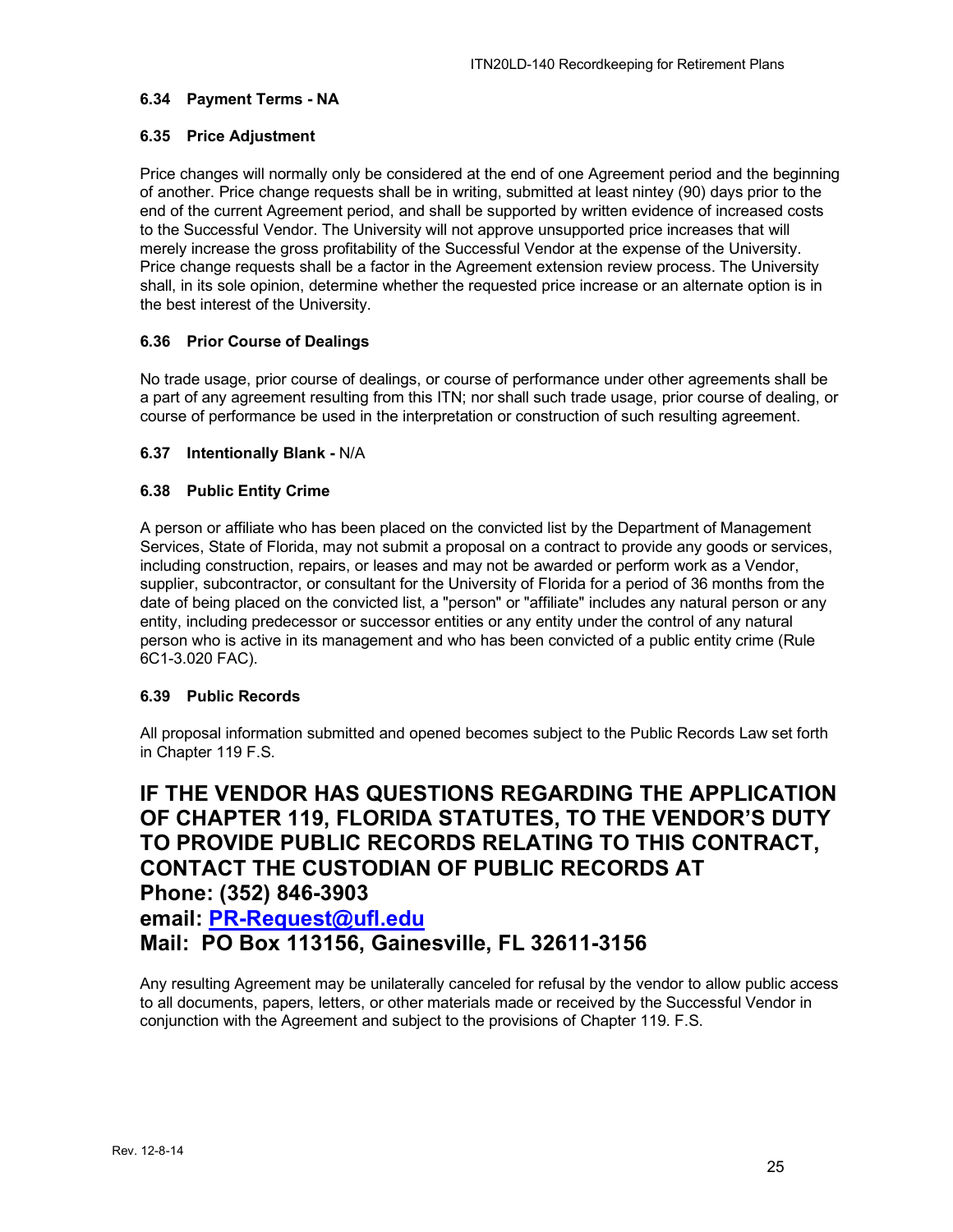### 6.34 Payment Terms - NA

### 6.35 Price Adjustment

Price changes will normally only be considered at the end of one Agreement period and the beginning of another. Price change requests shall be in writing, submitted at least nintey (90) days prior to the end of the current Agreement period, and shall be supported by written evidence of increased costs to the Successful Vendor. The University will not approve unsupported price increases that will merely increase the gross profitability of the Successful Vendor at the expense of the University. Price change requests shall be a factor in the Agreement extension review process. The University shall, in its sole opinion, determine whether the requested price increase or an alternate option is in the best interest of the University.

### 6.36 Prior Course of Dealings

No trade usage, prior course of dealings, or course of performance under other agreements shall be a part of any agreement resulting from this ITN; nor shall such trade usage, prior course of dealing, or course of performance be used in the interpretation or construction of such resulting agreement.

### 6.37 Intentionally Blank - N/A

### 6.38 Public Entity Crime

A person or affiliate who has been placed on the convicted list by the Department of Management Services, State of Florida, may not submit a proposal on a contract to provide any goods or services, including construction, repairs, or leases and may not be awarded or perform work as a Vendor, supplier, subcontractor, or consultant for the University of Florida for a period of 36 months from the date of being placed on the convicted list, a "person" or "affiliate" includes any natural person or any entity, including predecessor or successor entities or any entity under the control of any natural person who is active in its management and who has been convicted of a public entity crime (Rule 6C1-3.020 FAC).

### 6.39 Public Records

All proposal information submitted and opened becomes subject to the Public Records Law set forth in Chapter 119 F.S.

## IF THE VENDOR HAS QUESTIONS REGARDING THE APPLICATION OF CHAPTER 119, FLORIDA STATUTES, TO THE VENDOR'S DUTY TO PROVIDE PUBLIC RECORDS RELATING TO THIS CONTRACT, CONTACT THE CUSTODIAN OF PUBLIC RECORDS AT Phone: (352) 846-3903 email: PR-Request@ufl.edu Mail: PO Box 113156, Gainesville, FL 32611-3156

Any resulting Agreement may be unilaterally canceled for refusal by the vendor to allow public access to all documents, papers, letters, or other materials made or received by the Successful Vendor in conjunction with the Agreement and subject to the provisions of Chapter 119. F.S.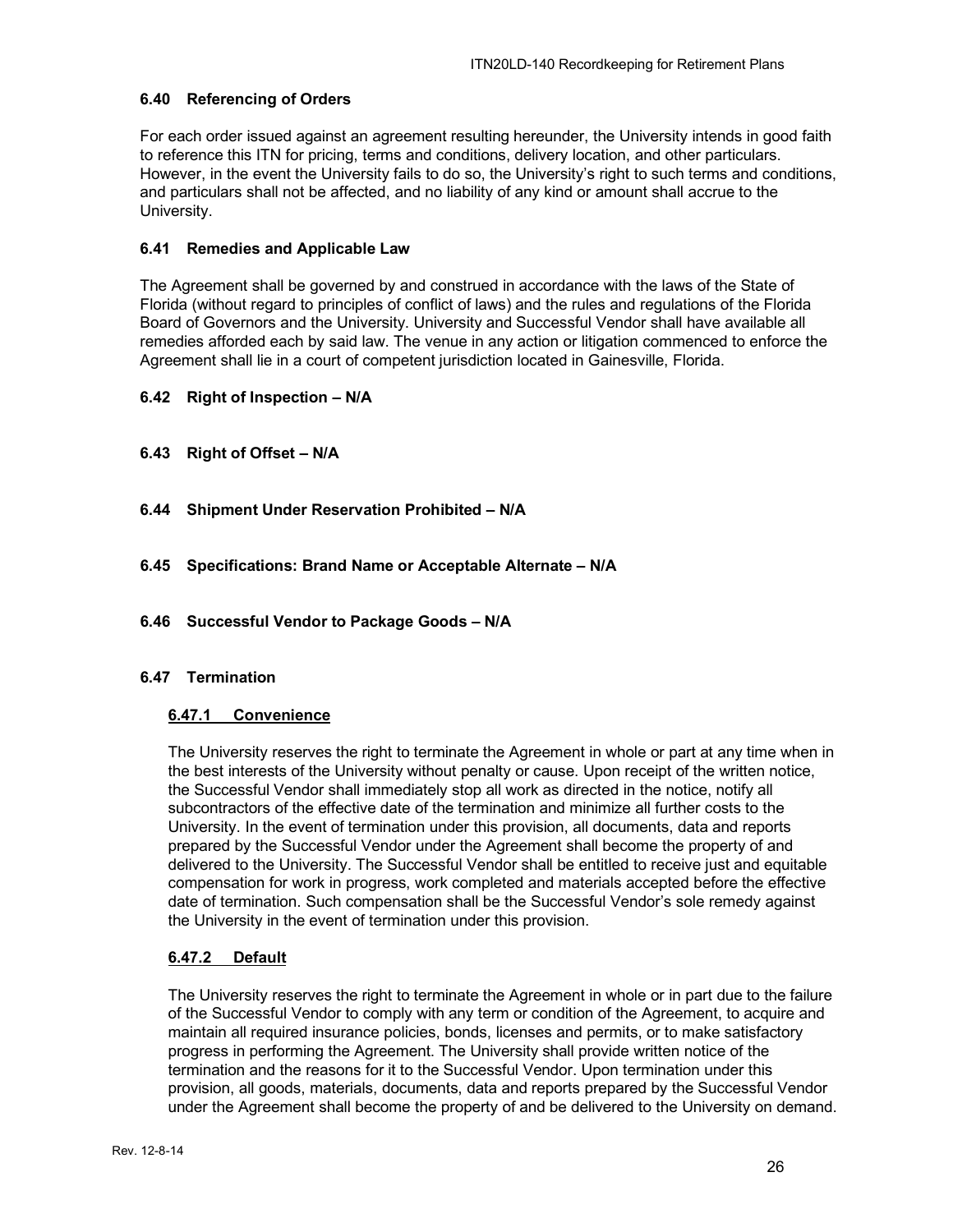### 6.40 Referencing of Orders

For each order issued against an agreement resulting hereunder, the University intends in good faith to reference this ITN for pricing, terms and conditions, delivery location, and other particulars. However, in the event the University fails to do so, the University's right to such terms and conditions, and particulars shall not be affected, and no liability of any kind or amount shall accrue to the University.

### 6.41 Remedies and Applicable Law

The Agreement shall be governed by and construed in accordance with the laws of the State of Florida (without regard to principles of conflict of laws) and the rules and regulations of the Florida Board of Governors and the University. University and Successful Vendor shall have available all remedies afforded each by said law. The venue in any action or litigation commenced to enforce the Agreement shall lie in a court of competent jurisdiction located in Gainesville, Florida.

### 6.42 Right of Inspection – N/A

### 6.43 Right of Offset – N/A

### 6.44 Shipment Under Reservation Prohibited – N/A

### 6.45 Specifications: Brand Name or Acceptable Alternate – N/A

### 6.46 Successful Vendor to Package Goods – N/A

### 6.47 Termination

#### 6.47.1 Convenience

The University reserves the right to terminate the Agreement in whole or part at any time when in the best interests of the University without penalty or cause. Upon receipt of the written notice, the Successful Vendor shall immediately stop all work as directed in the notice, notify all subcontractors of the effective date of the termination and minimize all further costs to the University. In the event of termination under this provision, all documents, data and reports prepared by the Successful Vendor under the Agreement shall become the property of and delivered to the University. The Successful Vendor shall be entitled to receive just and equitable compensation for work in progress, work completed and materials accepted before the effective date of termination. Such compensation shall be the Successful Vendor's sole remedy against the University in the event of termination under this provision.

#### 6.47.2 Default

The University reserves the right to terminate the Agreement in whole or in part due to the failure of the Successful Vendor to comply with any term or condition of the Agreement, to acquire and maintain all required insurance policies, bonds, licenses and permits, or to make satisfactory progress in performing the Agreement. The University shall provide written notice of the termination and the reasons for it to the Successful Vendor. Upon termination under this provision, all goods, materials, documents, data and reports prepared by the Successful Vendor under the Agreement shall become the property of and be delivered to the University on demand.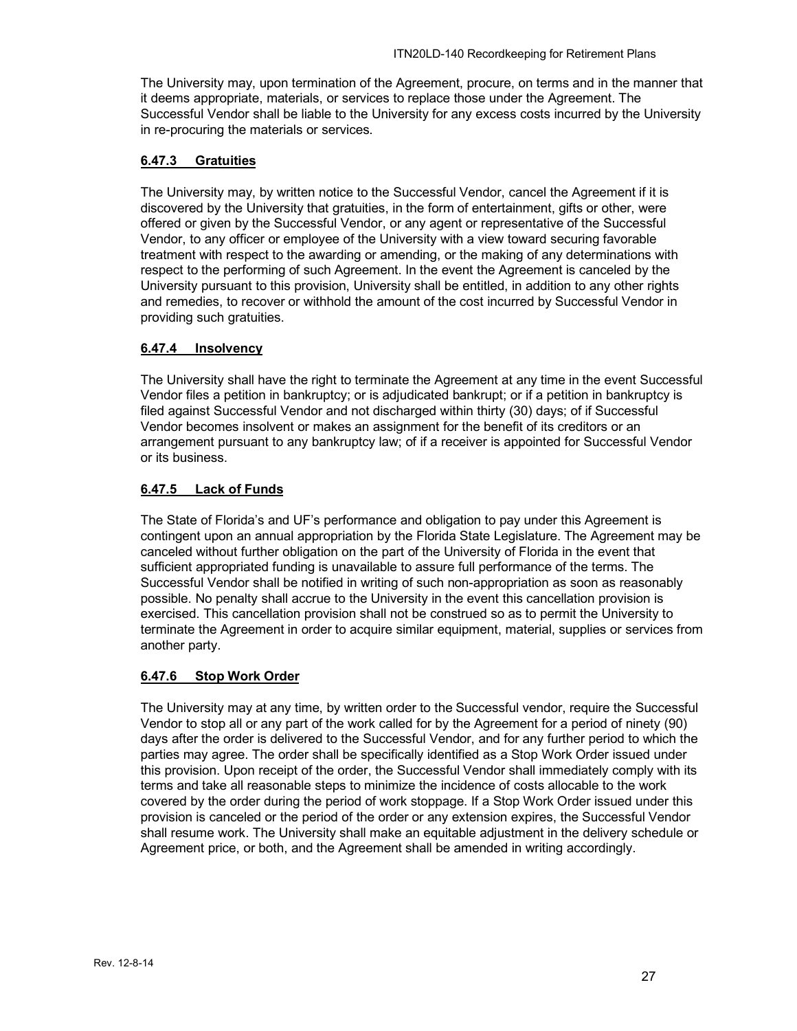The University may, upon termination of the Agreement, procure, on terms and in the manner that it deems appropriate, materials, or services to replace those under the Agreement. The Successful Vendor shall be liable to the University for any excess costs incurred by the University in re-procuring the materials or services.

#### **6.47.3 Gratuities**

The University may, by written notice to the Successful Vendor, cancel the Agreement if it is discovered by the University that gratuities, in the form of entertainment, gifts or other, were offered or given by the Successful Vendor, or any agent or representative of the Successful Vendor, to any officer or employee of the University with a view toward securing favorable treatment with respect to the awarding or amending, or the making of any determinations with respect to the performing of such Agreement. In the event the Agreement is canceled by the University pursuant to this provision, University shall be entitled, in addition to any other rights and remedies, to recover or withhold the amount of the cost incurred by Successful Vendor in providing such gratuities.

#### **6.47.4 Insolvency**

The University shall have the right to terminate the Agreement at any time in the event Successful Vendor files a petition in bankruptcy; or is adjudicated bankrupt; or if a petition in bankruptcy is filed against Successful Vendor and not discharged within thirty (30) days; of if Successful Vendor becomes insolvent or makes an assignment for the benefit of its creditors or an arrangement pursuant to any bankruptcy law; of if a receiver is appointed for Successful Vendor or its business.

#### **6.47.5 Lack of Funds**

The State of Florida's and UF's performance and obligation to pay under this Agreement is contingent upon an annual appropriation by the Florida State Legislature. The Agreement may be canceled without further obligation on the part of the University of Florida in the event that sufficient appropriated funding is unavailable to assure full performance of the terms. The Successful Vendor shall be notified in writing of such non-appropriation as soon as reasonably possible. No penalty shall accrue to the University in the event this cancellation provision is exercised. This cancellation provision shall not be construed so as to permit the University to terminate the Agreement in order to acquire similar equipment, material, supplies or services from another party.

#### **6.47.6 Stop Work Order**

The University may at any time, by written order to the Successful vendor, require the Successful Vendor to stop all or any part of the work called for by the Agreement for a period of ninety (90) days after the order is delivered to the Successful Vendor, and for any further period to which the parties may agree. The order shall be specifically identified as a Stop Work Order issued under this provision. Upon receipt of the order, the Successful Vendor shall immediately comply with its terms and take all reasonable steps to minimize the incidence of costs allocable to the work covered by the order during the period of work stoppage. If a Stop Work Order issued under this provision is canceled or the period of the order or any extension expires, the Successful Vendor shall resume work. The University shall make an equitable adjustment in the delivery schedule or Agreement price, or both, and the Agreement shall be amended in writing accordingly.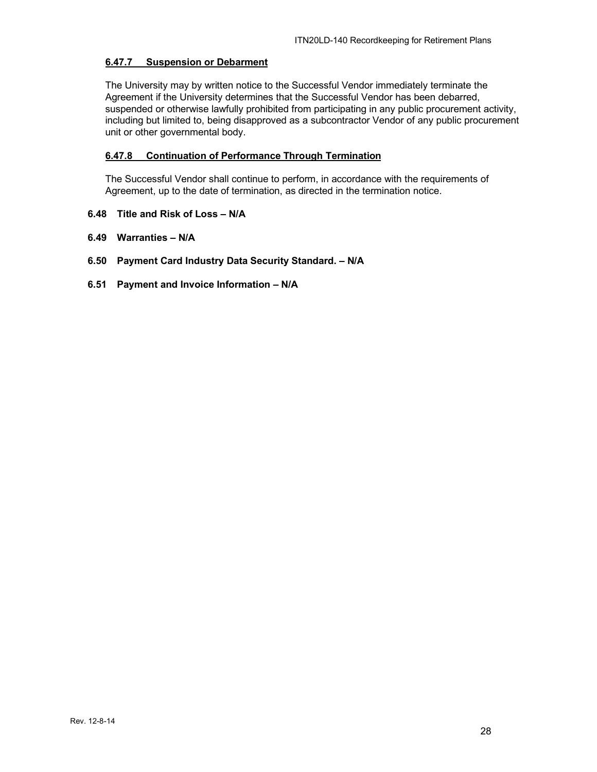#### 6.47.7 Suspension or Debarment

The University may by written notice to the Successful Vendor immediately terminate the Agreement if the University determines that the Successful Vendor has been debarred, suspended or otherwise lawfully prohibited from participating in any public procurement activity, including but limited to, being disapproved as a subcontractor Vendor of any public procurement unit or other governmental body.

#### 6.47.8 Continuation of Performance Through Termination

The Successful Vendor shall continue to perform, in accordance with the requirements of Agreement, up to the date of termination, as directed in the termination notice.

### 6.48 Title and Risk of Loss – N/A

### 6.49 Warranties – N/A

### 6.50 Payment Card Industry Data Security Standard. – N/A

### 6.51 Payment and Invoice Information – N/A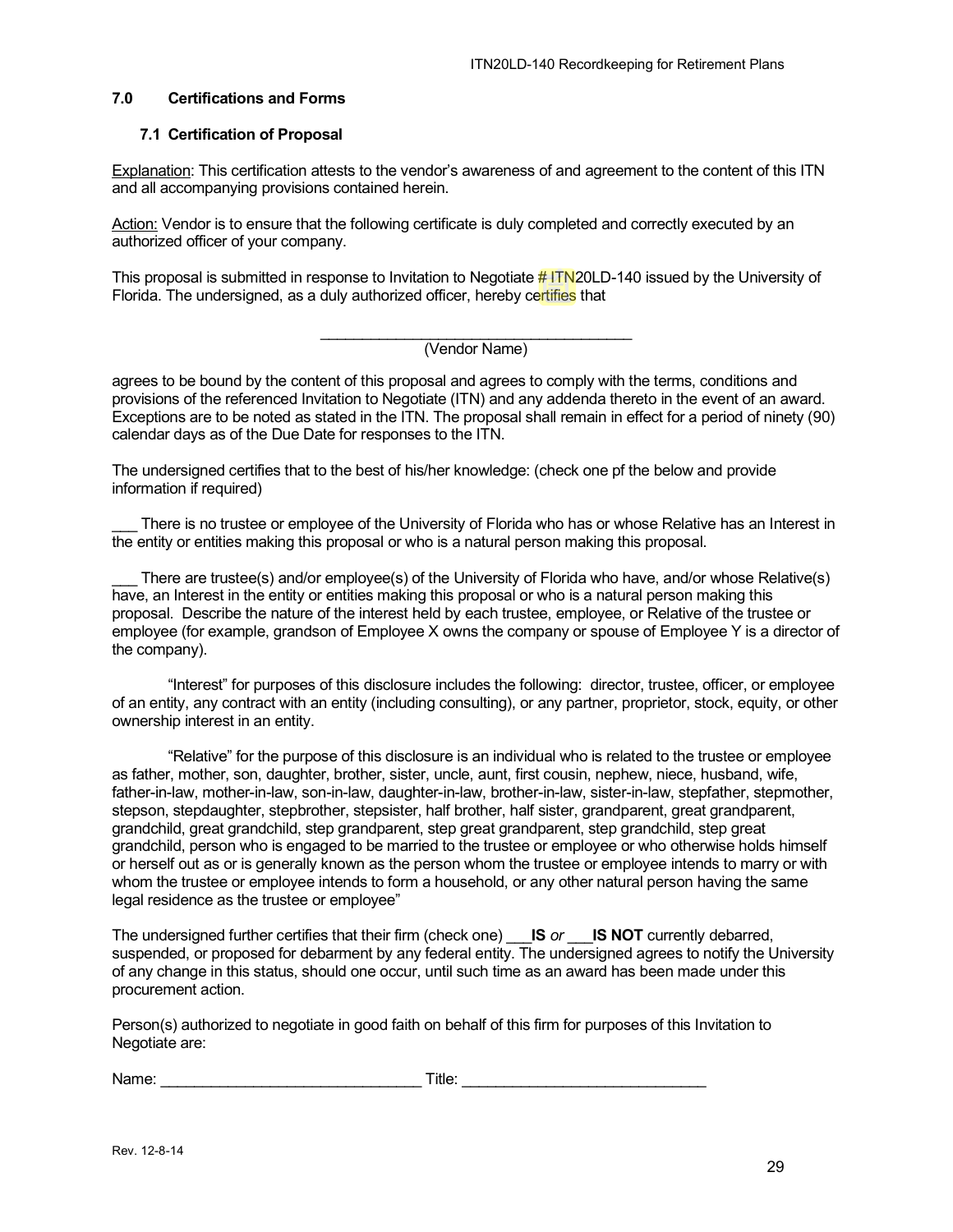## 7.0 Certifications and Forms

### 7.1 Certification of Proposal

Explanation: This certification attests to the vendor's awareness of and agreement to the content of this ITN and all accompanying provisions contained herein.

Action: Vendor is to ensure that the following certificate is duly completed and correctly executed by an authorized officer of your company.

This proposal is submitted in response to Invitation to Negotiate # ITN20LD-140 issued by the University of Florida. The undersigned, as a duly authorized officer, hereby certifies that

_______________________________________
(Vendor Name)

agrees to be bound by the content of this proposal and agrees to comply with the terms, conditions and provisions of the referenced Invitation to Negotiate (ITN) and any addenda thereto in the event of an award. Exceptions are to be noted as stated in the ITN. The proposal shall remain in effect for a period of ninety (90) calendar days as of the Due Date for responses to the ITN.

The undersigned certifies that to the best of his/her knowledge: (check one pf the below and provide information if required)

___ There is no trustee or employee of the University of Florida who has or whose Relative has an Interest in the entity or entities making this proposal or who is a natural person making this proposal.

___ There are trustee(s) and/or employee(s) of the University of Florida who have, and/or whose Relative(s) have, an Interest in the entity or entities making this proposal or who is a natural person making this proposal. Describe the nature of the interest held by each trustee, employee, or Relative of the trustee or employee (for example, grandson of Employee X owns the company or spouse of Employee Y is a director of the company).

"Interest" for purposes of this disclosure includes the following: director, trustee, officer, or employee of an entity, any contract with an entity (including consulting), or any partner, proprietor, stock, equity, or other ownership interest in an entity.

"Relative" for the purpose of this disclosure is an individual who is related to the trustee or employee as father, mother, son, daughter, brother, sister, uncle, aunt, first cousin, nephew, niece, husband, wife, father-in-law, mother-in-law, son-in-law, daughter-in-law, brother-in-law, sister-in-law, stepfather, stepmother, stepson, stepdaughter, stepbrother, stepsister, half brother, half sister, grandparent, great grandparent, grandchild, great grandchild, step grandparent, step great grandparent, step grandchild, step great grandchild, person who is engaged to be married to the trustee or employee or who otherwise holds himself or herself out as or is generally known as the person whom the trustee or employee intends to marry or with whom the trustee or employee intends to form a household, or any other natural person having the same legal residence as the trustee or employee"

The undersigned further certifies that their firm (check one) ___**IS** *or* ___**IS NOT** currently debarred, suspended, or proposed for debarment by any federal entity. The undersigned agrees to notify the University of any change in this status, should one occur, until such time as an award has been made under this procurement action.

Person(s) authorized to negotiate in good faith on behalf of this firm for purposes of this Invitation to Negotiate are:

Name: _______________________________ Title: _____________________________

Rev. 12-8-14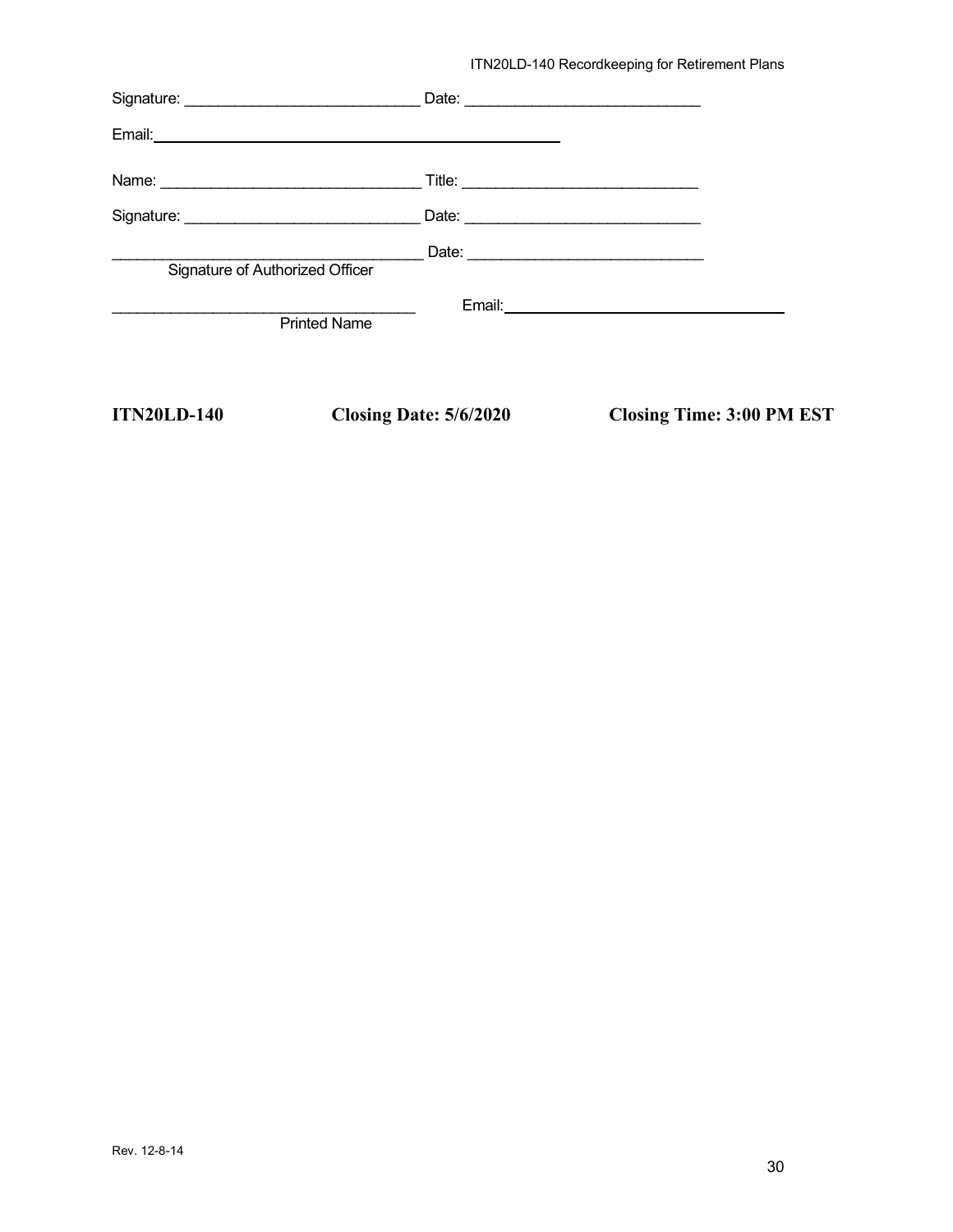Signature: ____________________________ Date: ____________________________

Email: ____________________________________________________

Name: _______________________________ Title: ____________________________

Signature: ____________________________ Date: ____________________________

_____________________________________ Date: ____________________________
Signature of Authorized Officer

_____________________________________ Email: ________________________________
Printed Name

**ITN20LD-140** **Closing Date: 5/6/2020** **Closing Time: 3:00 PM EST**

Rev. 12-8-14